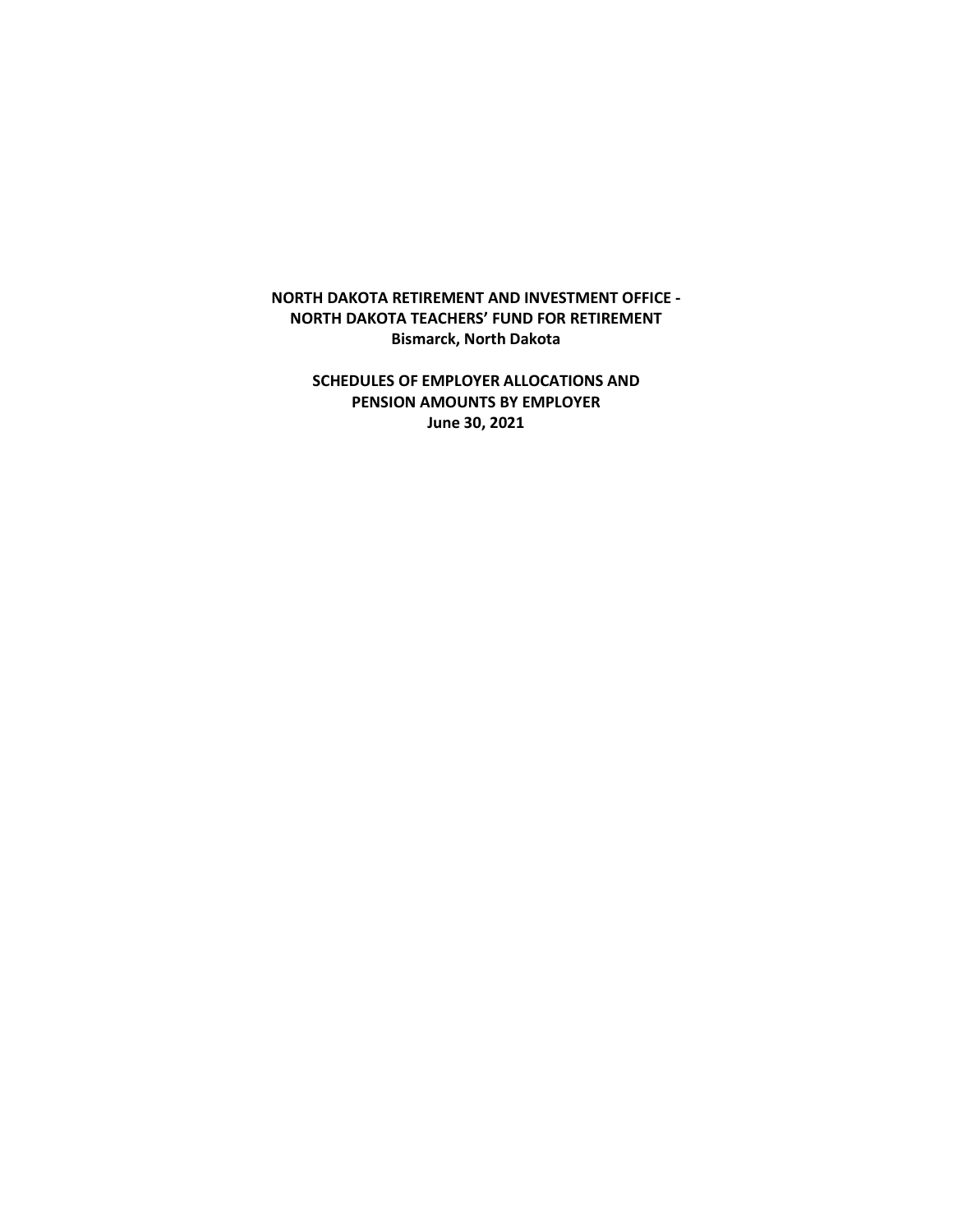**NORTH DAKOTA RETIREMENT AND INVESTMENT OFFICE -**
**NORTH DAKOTA TEACHERS' FUND FOR RETIREMENT**
**Bismarck, North Dakota**

**SCHEDULES OF EMPLOYER ALLOCATIONS AND**
**PENSION AMOUNTS BY EMPLOYER**
**June 30, 2021**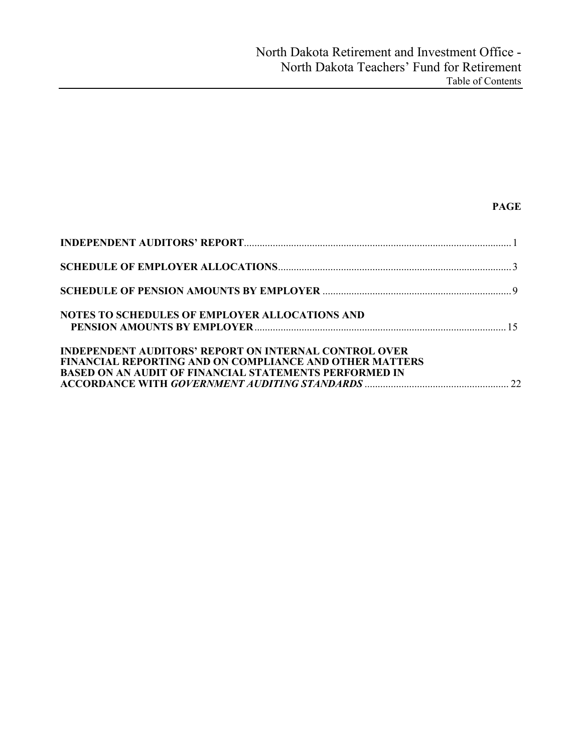North Dakota Retirement and Investment Office -
North Dakota Teachers' Fund for Retirement
Table of Contents

| | PAGE |
|---|---|
| **INDEPENDENT AUDITORS' REPORT** | 1 |
| **SCHEDULE OF EMPLOYER ALLOCATIONS** | 3 |
| **SCHEDULE OF PENSION AMOUNTS BY EMPLOYER** | 9 |
| **NOTES TO SCHEDULES OF EMPLOYER ALLOCATIONS AND PENSION AMOUNTS BY EMPLOYER** | 15 |
| **INDEPENDENT AUDITORS' REPORT ON INTERNAL CONTROL OVER FINANCIAL REPORTING AND ON COMPLIANCE AND OTHER MATTERS BASED ON AN AUDIT OF FINANCIAL STATEMENTS PERFORMED IN ACCORDANCE WITH *GOVERNMENT AUDITING STANDARDS*** | 22 |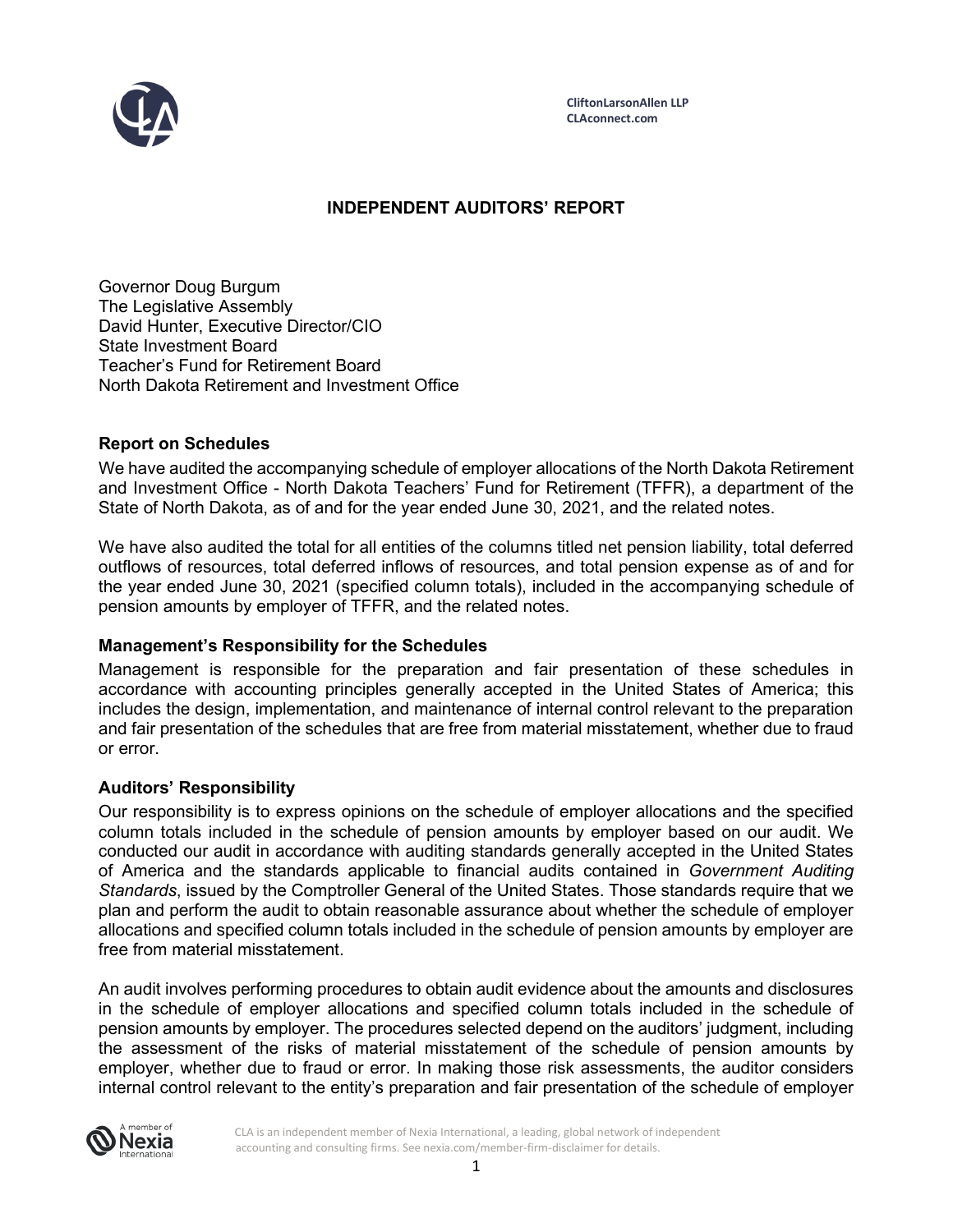CliftonLarsonAllen LLP
CLAconnect.com

# INDEPENDENT AUDITORS' REPORT

Governor Doug Burgum
The Legislative Assembly
David Hunter, Executive Director/CIO
State Investment Board
Teacher's Fund for Retirement Board
North Dakota Retirement and Investment Office

## Report on Schedules

We have audited the accompanying schedule of employer allocations of the North Dakota Retirement and Investment Office - North Dakota Teachers' Fund for Retirement (TFFR), a department of the State of North Dakota, as of and for the year ended June 30, 2021, and the related notes.

We have also audited the total for all entities of the columns titled net pension liability, total deferred outflows of resources, total deferred inflows of resources, and total pension expense as of and for the year ended June 30, 2021 (specified column totals), included in the accompanying schedule of pension amounts by employer of TFFR, and the related notes.

## Management's Responsibility for the Schedules

Management is responsible for the preparation and fair presentation of these schedules in accordance with accounting principles generally accepted in the United States of America; this includes the design, implementation, and maintenance of internal control relevant to the preparation and fair presentation of the schedules that are free from material misstatement, whether due to fraud or error.

## Auditors' Responsibility

Our responsibility is to express opinions on the schedule of employer allocations and the specified column totals included in the schedule of pension amounts by employer based on our audit. We conducted our audit in accordance with auditing standards generally accepted in the United States of America and the standards applicable to financial audits contained in *Government Auditing Standards*, issued by the Comptroller General of the United States. Those standards require that we plan and perform the audit to obtain reasonable assurance about whether the schedule of employer allocations and specified column totals included in the schedule of pension amounts by employer are free from material misstatement.

An audit involves performing procedures to obtain audit evidence about the amounts and disclosures in the schedule of employer allocations and specified column totals included in the schedule of pension amounts by employer. The procedures selected depend on the auditors' judgment, including the assessment of the risks of material misstatement of the schedule of pension amounts by employer, whether due to fraud or error. In making those risk assessments, the auditor considers internal control relevant to the entity's preparation and fair presentation of the schedule of employer

CLA is an independent member of Nexia International, a leading, global network of independent accounting and consulting firms. See nexia.com/member-firm-disclaimer for details.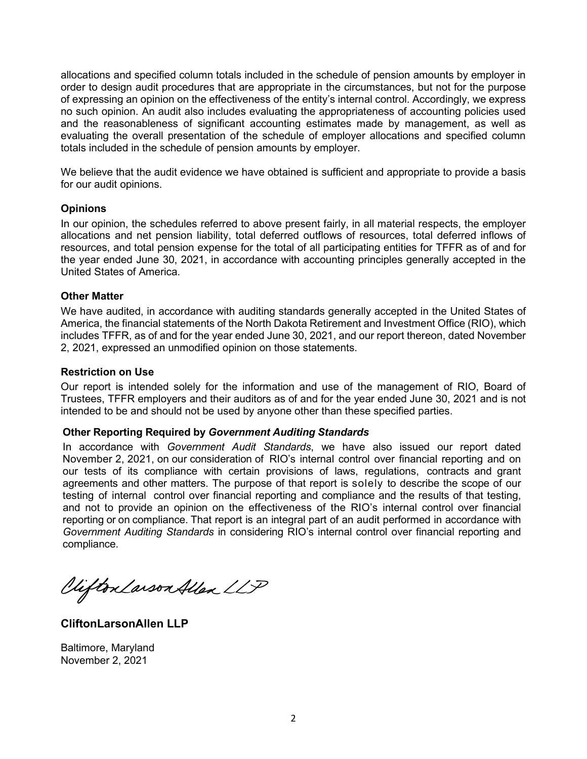allocations and specified column totals included in the schedule of pension amounts by employer in order to design audit procedures that are appropriate in the circumstances, but not for the purpose of expressing an opinion on the effectiveness of the entity's internal control. Accordingly, we express no such opinion. An audit also includes evaluating the appropriateness of accounting policies used and the reasonableness of significant accounting estimates made by management, as well as evaluating the overall presentation of the schedule of employer allocations and specified column totals included in the schedule of pension amounts by employer.

We believe that the audit evidence we have obtained is sufficient and appropriate to provide a basis for our audit opinions.

### Opinions

In our opinion, the schedules referred to above present fairly, in all material respects, the employer allocations and net pension liability, total deferred outflows of resources, total deferred inflows of resources, and total pension expense for the total of all participating entities for TFFR as of and for the year ended June 30, 2021, in accordance with accounting principles generally accepted in the United States of America.

### Other Matter

We have audited, in accordance with auditing standards generally accepted in the United States of America, the financial statements of the North Dakota Retirement and Investment Office (RIO), which includes TFFR, as of and for the year ended June 30, 2021, and our report thereon, dated November 2, 2021, expressed an unmodified opinion on those statements.

### Restriction on Use

Our report is intended solely for the information and use of the management of RIO, Board of Trustees, TFFR employers and their auditors as of and for the year ended June 30, 2021 and is not intended to be and should not be used by anyone other than these specified parties.

### Other Reporting Required by *Government Auditing Standards*

In accordance with *Government Audit Standards*, we have also issued our report dated November 2, 2021, on our consideration of RIO's internal control over financial reporting and on our tests of its compliance with certain provisions of laws, regulations, contracts and grant agreements and other matters. The purpose of that report is solely to describe the scope of our testing of internal control over financial reporting and compliance and the results of that testing, and not to provide an opinion on the effectiveness of the RIO's internal control over financial reporting or on compliance. That report is an integral part of an audit performed in accordance with *Government Auditing Standards* in considering RIO's internal control over financial reporting and compliance.

CliftonLarsonAllen LLP

**CliftonLarsonAllen LLP**

Baltimore, Maryland
November 2, 2021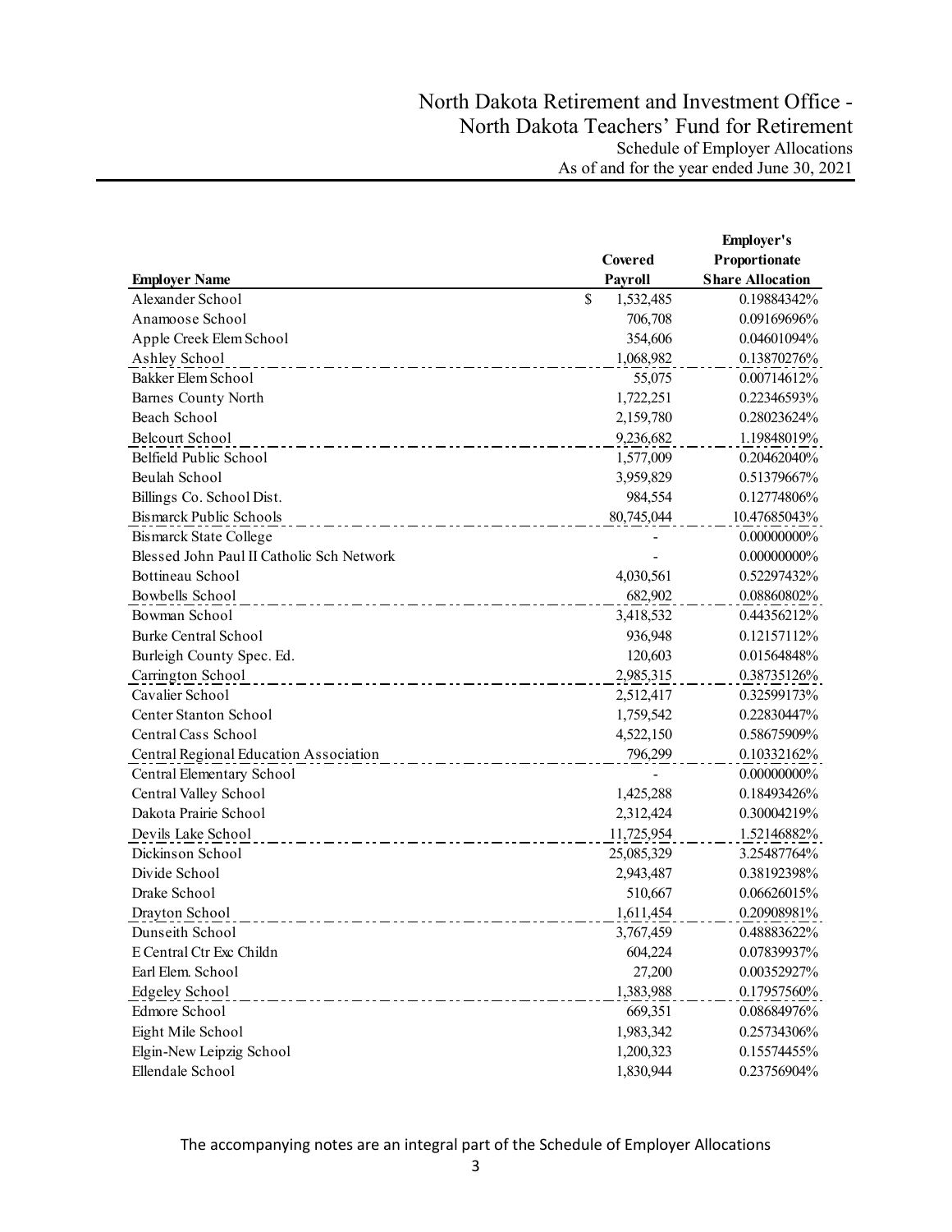# North Dakota Retirement and Investment Office -
# North Dakota Teachers' Fund for Retirement

Schedule of Employer Allocations
As of and for the year ended June 30, 2021

| Employer Name | Covered Payroll | Employer's Proportionate Share Allocation |
|---|---|---|
| Alexander School | $ 1,532,485 | 0.19884342% |
| Anamoose School | 706,708 | 0.09169696% |
| Apple Creek Elem School | 354,606 | 0.04601094% |
| Ashley School | 1,068,982 | 0.13870276% |
| Bakker Elem School | 55,075 | 0.00714612% |
| Barnes County North | 1,722,251 | 0.22346593% |
| Beach School | 2,159,780 | 0.28023624% |
| Belcourt School | 9,236,682 | 1.19848019% |
| Belfield Public School | 1,577,009 | 0.20462040% |
| Beulah School | 3,959,829 | 0.51379667% |
| Billings Co. School Dist. | 984,554 | 0.12774806% |
| Bismarck Public Schools | 80,745,044 | 10.47685043% |
| Bismarck State College | - | 0.00000000% |
| Blessed John Paul II Catholic Sch Network | - | 0.00000000% |
| Bottineau School | 4,030,561 | 0.52297432% |
| Bowbells School | 682,902 | 0.08860802% |
| Bowman School | 3,418,532 | 0.44356212% |
| Burke Central School | 936,948 | 0.12157112% |
| Burleigh County Spec. Ed. | 120,603 | 0.01564848% |
| Carrington School | 2,985,315 | 0.38735126% |
| Cavalier School | 2,512,417 | 0.32599173% |
| Center Stanton School | 1,759,542 | 0.22830447% |
| Central Cass School | 4,522,150 | 0.58675909% |
| Central Regional Education Association | 796,299 | 0.10332162% |
| Central Elementary School | - | 0.00000000% |
| Central Valley School | 1,425,288 | 0.18493426% |
| Dakota Prairie School | 2,312,424 | 0.30004219% |
| Devils Lake School | 11,725,954 | 1.52146882% |
| Dickinson School | 25,085,329 | 3.25487764% |
| Divide School | 2,943,487 | 0.38192398% |
| Drake School | 510,667 | 0.06626015% |
| Drayton School | 1,611,454 | 0.20908981% |
| Dunseith School | 3,767,459 | 0.48883622% |
| E Central Ctr Exc Childn | 604,224 | 0.07839937% |
| Earl Elem. School | 27,200 | 0.00352927% |
| Edgeley School | 1,383,988 | 0.17957560% |
| Edmore School | 669,351 | 0.08684976% |
| Eight Mile School | 1,983,342 | 0.25734306% |
| Elgin-New Leipzig School | 1,200,323 | 0.15574455% |
| Ellendale School | 1,830,944 | 0.23756904% |

The accompanying notes are an integral part of the Schedule of Employer Allocations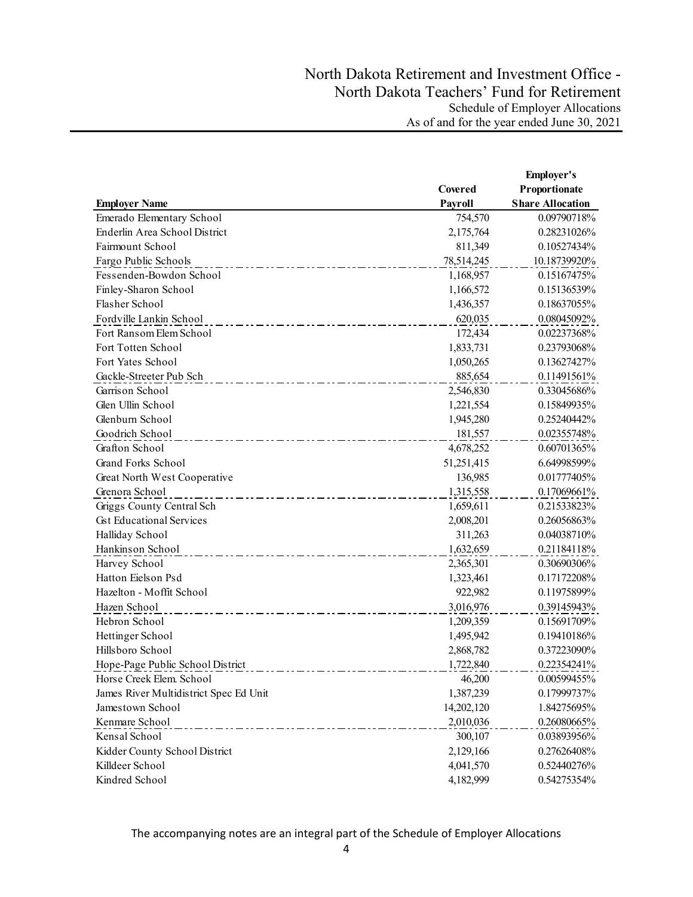# North Dakota Retirement and Investment Office - North Dakota Teachers' Fund for Retirement

Schedule of Employer Allocations
As of and for the year ended June 30, 2021

| Employer Name | Covered Payroll | Employer's Proportionate Share Allocation |
|---|---|---|
| Emerado Elementary School | 754,570 | 0.09790718% |
| Enderlin Area School District | 2,175,764 | 0.28231026% |
| Fairmount School | 811,349 | 0.10527434% |
| Fargo Public Schools | 78,514,245 | 10.18739920% |
| Fessenden-Bowdon School | 1,168,957 | 0.15167475% |
| Finley-Sharon School | 1,166,572 | 0.15136539% |
| Flasher School | 1,436,357 | 0.18637055% |
| Fordville Lankin School | 620,035 | 0.08045092% |
| Fort Ransom Elem School | 172,434 | 0.02237368% |
| Fort Totten School | 1,833,731 | 0.23793068% |
| Fort Yates School | 1,050,265 | 0.13627427% |
| Gackle-Streeter Pub Sch | 885,654 | 0.11491561% |
| Garrison School | 2,546,830 | 0.33045686% |
| Glen Ullin School | 1,221,554 | 0.15849935% |
| Glenburn School | 1,945,280 | 0.25240442% |
| Goodrich School | 181,557 | 0.02355748% |
| Grafton School | 4,678,252 | 0.60701365% |
| Grand Forks School | 51,251,415 | 6.64998599% |
| Great North West Cooperative | 136,985 | 0.01777405% |
| Grenora School | 1,315,558 | 0.17069661% |
| Griggs County Central Sch | 1,659,611 | 0.21533823% |
| Gst Educational Services | 2,008,201 | 0.26056863% |
| Halliday School | 311,263 | 0.04038710% |
| Hankinson School | 1,632,659 | 0.21184118% |
| Harvey School | 2,365,301 | 0.30690306% |
| Hatton Eielson Psd | 1,323,461 | 0.17172208% |
| Hazelton - Moffit School | 922,982 | 0.11975899% |
| Hazen School | 3,016,976 | 0.39145943% |
| Hebron School | 1,209,359 | 0.15691709% |
| Hettinger School | 1,495,942 | 0.19410186% |
| Hillsboro School | 2,868,782 | 0.37223090% |
| Hope-Page Public School District | 1,722,840 | 0.22354241% |
| Horse Creek Elem. School | 46,200 | 0.00599455% |
| James River Multidistrict Spec Ed Unit | 1,387,239 | 0.17999737% |
| Jamestown School | 14,202,120 | 1.84275695% |
| Kenmare School | 2,010,036 | 0.26080665% |
| Kensal School | 300,107 | 0.03893956% |
| Kidder County School District | 2,129,166 | 0.27626408% |
| Killdeer School | 4,041,570 | 0.52440276% |
| Kindred School | 4,182,999 | 0.54275354% |

The accompanying notes are an integral part of the Schedule of Employer Allocations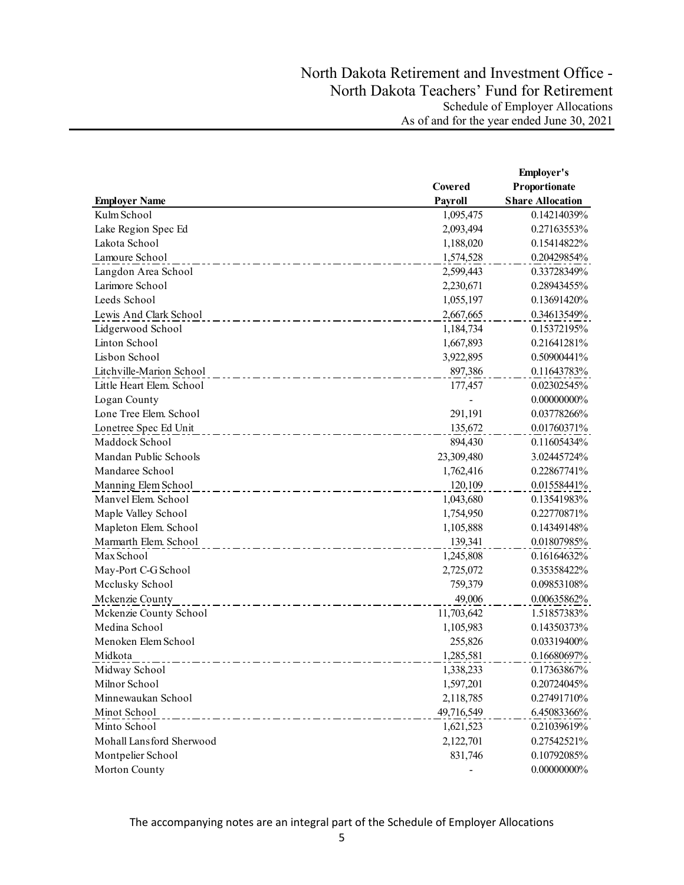# North Dakota Retirement and Investment Office - North Dakota Teachers' Fund for Retirement

Schedule of Employer Allocations
As of and for the year ended June 30, 2021

| Employer Name | Covered Payroll | Employer's Proportionate Share Allocation |
|---|---|---|
| Kulm School | 1,095,475 | 0.14214039% |
| Lake Region Spec Ed | 2,093,494 | 0.27163553% |
| Lakota School | 1,188,020 | 0.15414822% |
| Lamoure School | 1,574,528 | 0.20429854% |
| Langdon Area School | 2,599,443 | 0.33728349% |
| Larimore School | 2,230,671 | 0.28943455% |
| Leeds School | 1,055,197 | 0.13691420% |
| Lewis And Clark School | 2,667,665 | 0.34613549% |
| Lidgerwood School | 1,184,734 | 0.15372195% |
| Linton School | 1,667,893 | 0.21641281% |
| Lisbon School | 3,922,895 | 0.50900441% |
| Litchville-Marion School | 897,386 | 0.11643783% |
| Little Heart Elem. School | 177,457 | 0.02302545% |
| Logan County | - | 0.00000000% |
| Lone Tree Elem. School | 291,191 | 0.03778266% |
| Lonetree Spec Ed Unit | 135,672 | 0.01760371% |
| Maddock School | 894,430 | 0.11605434% |
| Mandan Public Schools | 23,309,480 | 3.02445724% |
| Mandaree School | 1,762,416 | 0.22867741% |
| Manning Elem School | 120,109 | 0.01558441% |
| Manvel Elem. School | 1,043,680 | 0.13541983% |
| Maple Valley School | 1,754,950 | 0.22770871% |
| Mapleton Elem. School | 1,105,888 | 0.14349148% |
| Marmarth Elem. School | 139,341 | 0.01807985% |
| Max School | 1,245,808 | 0.16164632% |
| May-Port C-G School | 2,725,072 | 0.35358422% |
| Mcclusky School | 759,379 | 0.09853108% |
| Mckenzie County | 49,006 | 0.00635862% |
| Mckenzie County School | 11,703,642 | 1.51857383% |
| Medina School | 1,105,983 | 0.14350373% |
| Menoken Elem School | 255,826 | 0.03319400% |
| Midkota | 1,285,581 | 0.16680697% |
| Midway School | 1,338,233 | 0.17363867% |
| Milnor School | 1,597,201 | 0.20724045% |
| Minnewaukan School | 2,118,785 | 0.27491710% |
| Minot School | 49,716,549 | 6.45083366% |
| Minto School | 1,621,523 | 0.21039619% |
| Mohall Lansford Sherwood | 2,122,701 | 0.27542521% |
| Montpelier School | 831,746 | 0.10792085% |
| Morton County | - | 0.00000000% |

The accompanying notes are an integral part of the Schedule of Employer Allocations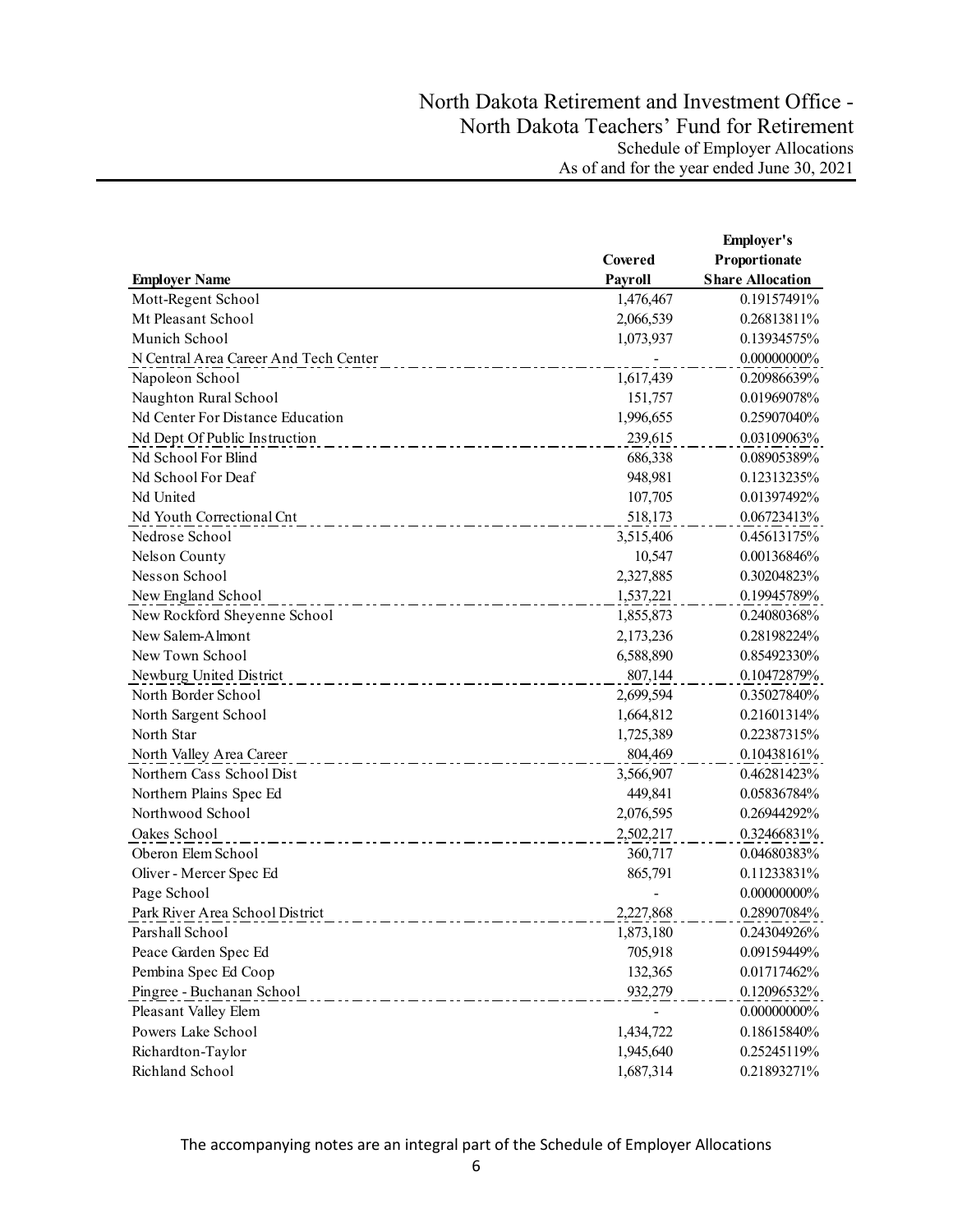# North Dakota Retirement and Investment Office - North Dakota Teachers' Fund for Retirement

Schedule of Employer Allocations

As of and for the year ended June 30, 2021

| Employer Name | Covered Payroll | Employer's Proportionate Share Allocation |
|---|---|---|
| Mott-Regent School | 1,476,467 | 0.19157491% |
| Mt Pleasant School | 2,066,539 | 0.26813811% |
| Munich School | 1,073,937 | 0.13934575% |
| N Central Area Career And Tech Center | - | 0.00000000% |
| Napoleon School | 1,617,439 | 0.20986639% |
| Naughton Rural School | 151,757 | 0.01969078% |
| Nd Center For Distance Education | 1,996,655 | 0.25907040% |
| Nd Dept Of Public Instruction | 239,615 | 0.03109063% |
| Nd School For Blind | 686,338 | 0.08905389% |
| Nd School For Deaf | 948,981 | 0.12313235% |
| Nd United | 107,705 | 0.01397492% |
| Nd Youth Correctional Cnt | 518,173 | 0.06723413% |
| Nedrose School | 3,515,406 | 0.45613175% |
| Nelson County | 10,547 | 0.00136846% |
| Nesson School | 2,327,885 | 0.30204823% |
| New England School | 1,537,221 | 0.19945789% |
| New Rockford Sheyenne School | 1,855,873 | 0.24080368% |
| New Salem-Almont | 2,173,236 | 0.28198224% |
| New Town School | 6,588,890 | 0.85492330% |
| Newburg United District | 807,144 | 0.10472879% |
| North Border School | 2,699,594 | 0.35027840% |
| North Sargent School | 1,664,812 | 0.21601314% |
| North Star | 1,725,389 | 0.22387315% |
| North Valley Area Career | 804,469 | 0.10438161% |
| Northern Cass School Dist | 3,566,907 | 0.46281423% |
| Northern Plains Spec Ed | 449,841 | 0.05836784% |
| Northwood School | 2,076,595 | 0.26944292% |
| Oakes School | 2,502,217 | 0.32466831% |
| Oberon Elem School | 360,717 | 0.04680383% |
| Oliver - Mercer Spec Ed | 865,791 | 0.11233831% |
| Page School | - | 0.00000000% |
| Park River Area School District | 2,227,868 | 0.28907084% |
| Parshall School | 1,873,180 | 0.24304926% |
| Peace Garden Spec Ed | 705,918 | 0.09159449% |
| Pembina Spec Ed Coop | 132,365 | 0.01717462% |
| Pingree - Buchanan School | 932,279 | 0.12096532% |
| Pleasant Valley Elem | - | 0.00000000% |
| Powers Lake School | 1,434,722 | 0.18615840% |
| Richardton-Taylor | 1,945,640 | 0.25245119% |
| Richland School | 1,687,314 | 0.21893271% |

The accompanying notes are an integral part of the Schedule of Employer Allocations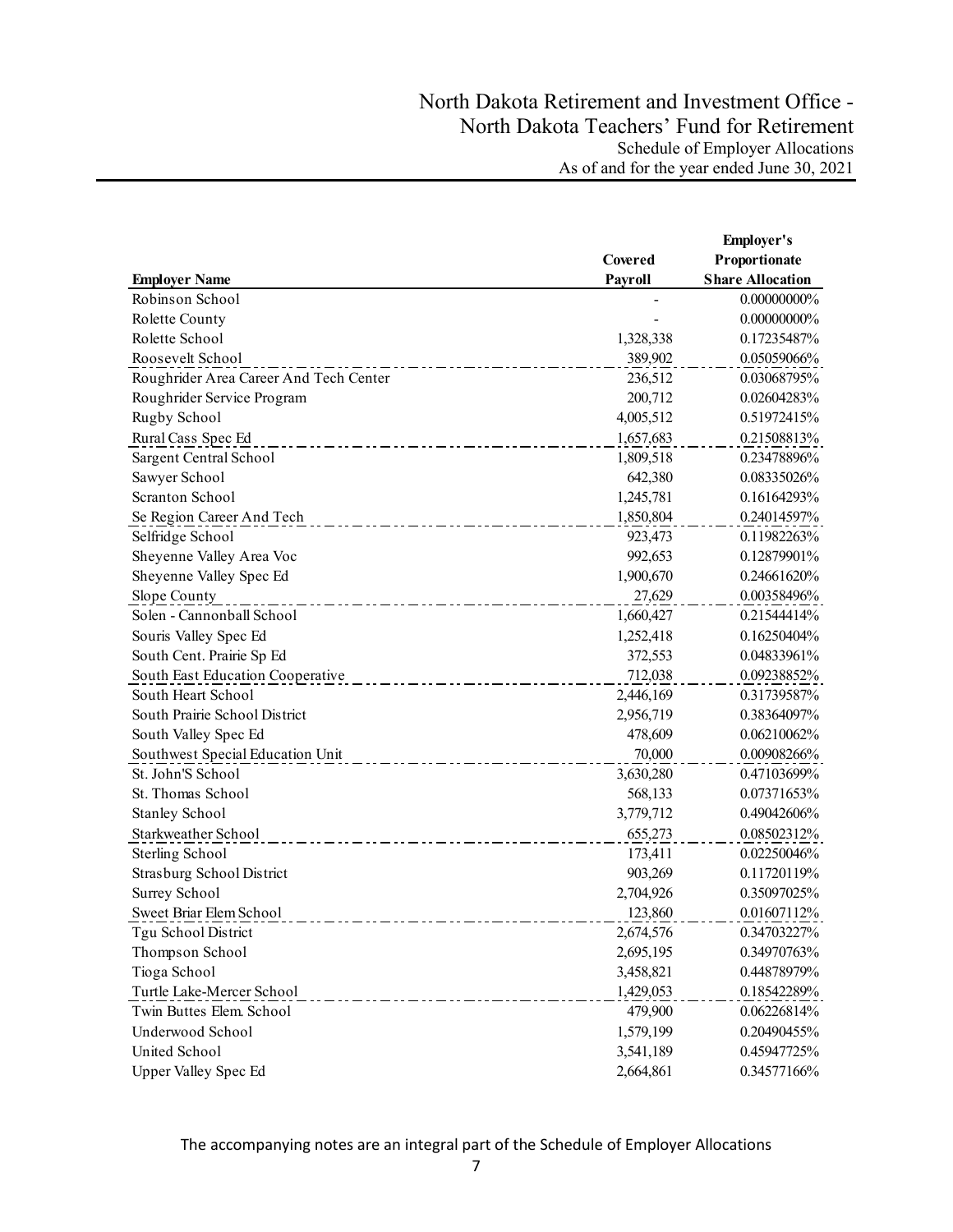# North Dakota Retirement and Investment Office - North Dakota Teachers' Fund for Retirement

Schedule of Employer Allocations
As of and for the year ended June 30, 2021

| Employer Name | Covered Payroll | Employer's Proportionate Share Allocation |
|---|---|---|
| Robinson School | - | 0.00000000% |
| Rolette County | - | 0.00000000% |
| Rolette School | 1,328,338 | 0.17235487% |
| Roosevelt School | 389,902 | 0.05059066% |
| Roughrider Area Career And Tech Center | 236,512 | 0.03068795% |
| Roughrider Service Program | 200,712 | 0.02604283% |
| Rugby School | 4,005,512 | 0.51972415% |
| Rural Cass Spec Ed | 1,657,683 | 0.21508813% |
| Sargent Central School | 1,809,518 | 0.23478896% |
| Sawyer School | 642,380 | 0.08335026% |
| Scranton School | 1,245,781 | 0.16164293% |
| Se Region Career And Tech | 1,850,804 | 0.24014597% |
| Selfridge School | 923,473 | 0.11982263% |
| Sheyenne Valley Area Voc | 992,653 | 0.12879901% |
| Sheyenne Valley Spec Ed | 1,900,670 | 0.24661620% |
| Slope County | 27,629 | 0.00358496% |
| Solen - Cannonball School | 1,660,427 | 0.21544414% |
| Souris Valley Spec Ed | 1,252,418 | 0.16250404% |
| South Cent. Prairie Sp Ed | 372,553 | 0.04833961% |
| South East Education Cooperative | 712,038 | 0.09238852% |
| South Heart School | 2,446,169 | 0.31739587% |
| South Prairie School District | 2,956,719 | 0.38364097% |
| South Valley Spec Ed | 478,609 | 0.06210062% |
| Southwest Special Education Unit | 70,000 | 0.00908266% |
| St. John'S School | 3,630,280 | 0.47103699% |
| St. Thomas School | 568,133 | 0.07371653% |
| Stanley School | 3,779,712 | 0.49042606% |
| Starkweather School | 655,273 | 0.08502312% |
| Sterling School | 173,411 | 0.02250046% |
| Strasburg School District | 903,269 | 0.11720119% |
| Surrey School | 2,704,926 | 0.35097025% |
| Sweet Briar Elem School | 123,860 | 0.01607112% |
| Tgu School District | 2,674,576 | 0.34703227% |
| Thompson School | 2,695,195 | 0.34970763% |
| Tioga School | 3,458,821 | 0.44878979% |
| Turtle Lake-Mercer School | 1,429,053 | 0.18542289% |
| Twin Buttes Elem. School | 479,900 | 0.06226814% |
| Underwood School | 1,579,199 | 0.20490455% |
| United School | 3,541,189 | 0.45947725% |
| Upper Valley Spec Ed | 2,664,861 | 0.34577166% |

The accompanying notes are an integral part of the Schedule of Employer Allocations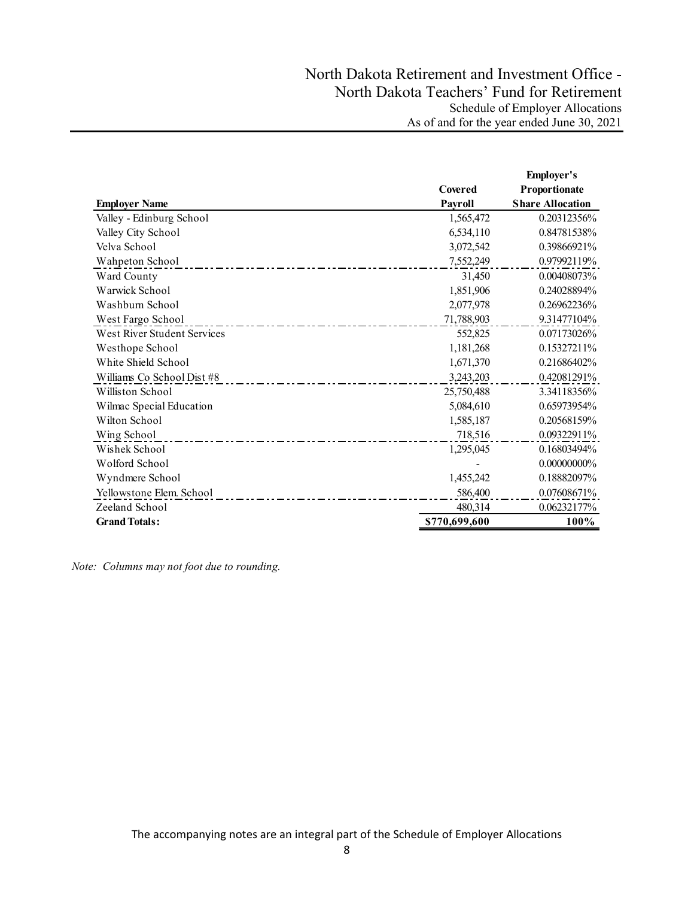# North Dakota Retirement and Investment Office - North Dakota Teachers' Fund for Retirement

## Schedule of Employer Allocations

### As of and for the year ended June 30, 2021

| Employer Name | Covered Payroll | Employer's Proportionate Share Allocation |
|---|---|---|
| Valley - Edinburg School | 1,565,472 | 0.20312356% |
| Valley City School | 6,534,110 | 0.84781538% |
| Velva School | 3,072,542 | 0.39866921% |
| Wahpeton School | 7,552,249 | 0.97992119% |
| Ward County | 31,450 | 0.00408073% |
| Warwick School | 1,851,906 | 0.24028894% |
| Washburn School | 2,077,978 | 0.26962236% |
| West Fargo School | 71,788,903 | 9.31477104% |
| West River Student Services | 552,825 | 0.07173026% |
| Westhope School | 1,181,268 | 0.15327211% |
| White Shield School | 1,671,370 | 0.21686402% |
| Williams Co School Dist #8 | 3,243,203 | 0.42081291% |
| Williston School | 25,750,488 | 3.34118356% |
| Wilmac Special Education | 5,084,610 | 0.65973954% |
| Wilton School | 1,585,187 | 0.20568159% |
| Wing School | 718,516 | 0.09322911% |
| Wishek School | 1,295,045 | 0.16803494% |
| Wolford School | - | 0.00000000% |
| Wyndmere School | 1,455,242 | 0.18882097% |
| Yellowstone Elem. School | 586,400 | 0.07608671% |
| Zeeland School | 480,314 | 0.06232177% |
| **Grand Totals:** | **$770,699,600** | **100%** |

*Note: Columns may not foot due to rounding.*

The accompanying notes are an integral part of the Schedule of Employer Allocations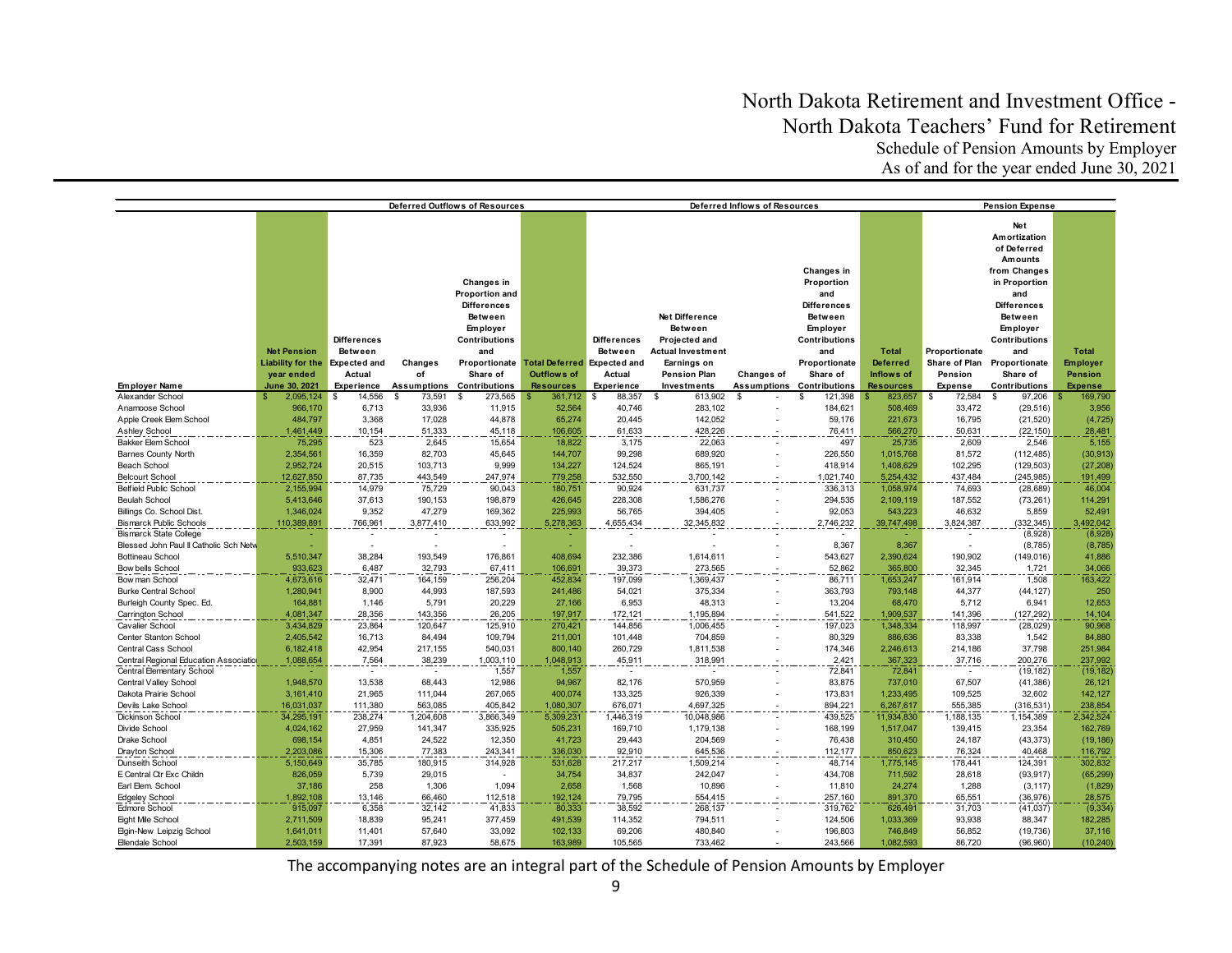# North Dakota Retirement and Investment Office - North Dakota Teachers' Fund for Retirement

## Schedule of Pension Amounts by Employer

### As of and for the year ended June 30, 2021

| | | Deferred Outflows of Resources | | | | Deferred Inflows of Resources | | | | | Pension Expense | | |
|---|---|---|---|---|---|---|---|---|---|---|---|---|---|
| Employer Name | Net Pension Liability for the year ended June 30, 2021 | Differences Between Expected and Actual Experience | Changes of Assumptions | Changes in Proportion and Differences Between Employer Contributions and Proportionate Share of Contributions | Total Deferred Outflows of Resources | Differences Between Expected and Actual Experience | Net Difference Between Projected and Actual Investment Earnings on Pension Plan Investments | Changes of Assumptions | Changes in Proportion and Differences Between Employer Contributions and Proportionate Share of Contributions | Total Deferred Inflows of Resources | Proportionate Share of Plan Pension Expense | Net Amortization of Deferred Amounts from Changes in Proportion and Differences Between Employer Contributions and Proportionate Share of Contributions | Total Employer Pension Expense |
| Alexander School | $ 2,095,124 | $ 14,556 | $ 73,591 | $ 273,565 | $ 361,712 | $ 88,357 | $ 613,902 | $ - | $ 121,398 | $ 823,657 | $ 72,584 | $ 97,206 | $ 169,790 |
| Anamoose School | 966,170 | 6,713 | 33,936 | 11,915 | 52,564 | 40,746 | 283,102 | - | 184,621 | 508,469 | 33,472 | (29,516) | 3,956 |
| Apple Creek Elem School | 484,797 | 3,368 | 17,028 | 44,878 | 65,274 | 20,445 | 142,052 | - | 59,176 | 221,673 | 16,795 | (21,520) | (4,725) |
| Ashley School | 1,461,449 | 10,154 | 51,333 | 45,118 | 106,605 | 61,633 | 428,226 | - | 76,411 | 566,270 | 50,631 | (22,150) | 28,481 |
| Bakker Elem School | 75,295 | 523 | 2,645 | 15,654 | 18,822 | 3,175 | 22,063 | - | 497 | 25,735 | 2,609 | 2,546 | 5,155 |
| Barnes County North | 2,354,561 | 16,359 | 82,703 | 45,645 | 144,707 | 99,298 | 689,920 | - | 226,550 | 1,015,768 | 81,572 | (112,485) | (30,913) |
| Beach School | 2,952,724 | 20,515 | 103,713 | 9,999 | 134,227 | 124,524 | 865,191 | - | 418,914 | 1,408,629 | 102,295 | (129,503) | (27,208) |
| Belcourt School | 12,627,850 | 87,735 | 443,549 | 247,974 | 779,258 | 532,550 | 3,700,142 | - | 1,021,740 | 5,254,432 | 437,484 | (245,985) | 191,499 |
| Belfield Public School | 2,155,994 | 14,979 | 75,729 | 90,043 | 180,751 | 90,924 | 631,737 | - | 336,313 | 1,058,974 | 74,693 | (28,689) | 46,004 |
| Beulah School | 5,413,646 | 37,613 | 190,153 | 198,879 | 426,645 | 228,308 | 1,586,276 | - | 294,535 | 2,109,119 | 187,552 | (73,261) | 114,291 |
| Billings Co. School Dist. | 1,346,024 | 9,352 | 47,279 | 169,362 | 225,993 | 56,765 | 394,405 | - | 92,053 | 543,223 | 46,632 | 5,859 | 52,491 |
| Bismarck Public Schools | 110,389,891 | 766,961 | 3,877,410 | 633,992 | 5,278,363 | 4,655,434 | 32,345,832 | - | 2,746,232 | 39,747,498 | 3,824,387 | (332,345) | 3,492,042 |
| Bismarck State College | - | - | - | - | - | - | - | - | - | - | - | (8,928) | (8,928) |
| Blessed John Paul II Catholic Sch Netw | - | - | - | - | - | - | - | - | 8,367 | 8,367 | - | (8,785) | (8,785) |
| Bottineau School | 5,510,347 | 38,284 | 193,549 | 176,861 | 408,694 | 232,386 | 1,614,611 | - | 543,627 | 2,390,624 | 190,902 | (149,016) | 41,886 |
| Bowbells School | 933,623 | 6,487 | 32,793 | 67,411 | 106,691 | 39,373 | 273,565 | - | 52,862 | 365,800 | 32,345 | 1,721 | 34,066 |
| Bowman School | 4,673,616 | 32,471 | 164,159 | 256,204 | 452,834 | 197,099 | 1,369,437 | - | 86,711 | 1,653,247 | 161,914 | 1,508 | 163,422 |
| Burke Central School | 1,280,941 | 8,900 | 44,993 | 187,593 | 241,486 | 54,021 | 375,334 | - | 363,793 | 793,148 | 44,377 | (44,127) | 250 |
| Burleigh County Spec. Ed. | 164,881 | 1,146 | 5,791 | 20,229 | 27,166 | 6,953 | 48,313 | - | 13,204 | 68,470 | 5,712 | 6,941 | 12,653 |
| Carrington School | 4,081,347 | 28,356 | 143,356 | 26,205 | 197,917 | 172,121 | 1,195,894 | - | 541,522 | 1,909,537 | 141,396 | (127,292) | 14,104 |
| Cavalier School | 3,434,829 | 23,864 | 120,647 | 125,910 | 270,421 | 144,856 | 1,006,455 | - | 197,023 | 1,348,334 | 118,997 | (28,029) | 90,968 |
| Center Stanton School | 2,405,542 | 16,713 | 84,494 | 109,794 | 211,001 | 101,448 | 704,859 | - | 80,329 | 886,636 | 83,338 | 1,542 | 84,880 |
| Central Cass School | 6,182,418 | 42,954 | 217,155 | 540,031 | 800,140 | 260,729 | 1,811,538 | - | 174,346 | 2,246,613 | 214,186 | 37,798 | 251,984 |
| Central Regional Education Associatio | 1,088,654 | 7,564 | 38,239 | 1,003,110 | 1,048,913 | 45,911 | 318,991 | - | 2,421 | 367,323 | 37,716 | 200,276 | 237,992 |
| Central Elementary School | - | - | - | 1,557 | 1,557 | - | - | - | 72,841 | 72,841 | - | (19,182) | (19,182) |
| Central Valley School | 1,948,570 | 13,538 | 68,443 | 12,986 | 94,967 | 82,176 | 570,959 | - | 83,875 | 737,010 | 67,507 | (41,386) | 26,121 |
| Dakota Prairie School | 3,161,410 | 21,965 | 111,044 | 267,065 | 400,074 | 133,325 | 926,339 | - | 173,831 | 1,233,495 | 109,525 | 32,602 | 142,127 |
| Devils Lake School | 16,031,037 | 111,380 | 563,085 | 405,842 | 1,080,307 | 676,071 | 4,697,325 | - | 894,221 | 6,267,617 | 555,385 | (316,531) | 238,854 |
| Dickinson School | 34,295,191 | 238,274 | 1,204,608 | 3,866,349 | 5,309,231 | 1,446,319 | 10,048,986 | - | 439,525 | 11,934,830 | 1,188,135 | 1,154,389 | 2,342,524 |
| Divide School | 4,024,162 | 27,959 | 141,347 | 335,925 | 505,231 | 169,710 | 1,179,138 | - | 168,199 | 1,517,047 | 139,415 | 23,354 | 162,769 |
| Drake School | 698,154 | 4,851 | 24,522 | 12,350 | 41,723 | 29,443 | 204,569 | - | 76,438 | 310,450 | 24,187 | (43,373) | (19,186) |
| Drayton School | 2,203,086 | 15,306 | 77,383 | 243,341 | 336,030 | 92,910 | 645,536 | - | 112,177 | 850,623 | 76,324 | 40,468 | 116,792 |
| Dunseith School | 5,150,649 | 35,785 | 180,915 | 314,928 | 531,628 | 217,217 | 1,509,214 | - | 48,714 | 1,775,145 | 178,441 | 124,391 | 302,832 |
| E Central Ctr Exc Childn | 826,059 | 5,739 | 29,015 | - | 34,754 | 34,837 | 242,047 | - | 434,708 | 711,592 | 28,618 | (93,917) | (65,299) |
| Earl Elem. School | 37,186 | 258 | 1,306 | 1,094 | 2,658 | 1,568 | 10,896 | - | 11,810 | 24,274 | 1,288 | (3,117) | (1,829) |
| Edgeley School | 1,892,108 | 13,146 | 66,460 | 112,518 | 192,124 | 79,795 | 554,415 | - | 257,160 | 891,370 | 65,551 | (36,976) | 28,575 |
| Edmore School | 915,097 | 6,358 | 32,142 | 41,833 | 80,333 | 38,592 | 268,137 | - | 319,762 | 626,491 | 31,703 | (41,037) | (9,334) |
| Eight Mile School | 2,711,509 | 18,839 | 95,241 | 377,459 | 491,539 | 114,352 | 794,511 | - | 124,506 | 1,033,369 | 93,938 | 88,347 | 182,285 |
| Elgin-New Leipzig School | 1,641,011 | 11,401 | 57,640 | 33,092 | 102,133 | 69,206 | 480,840 | - | 196,803 | 746,849 | 56,852 | (19,736) | 37,116 |
| Ellendale School | 2,503,159 | 17,391 | 87,923 | 58,675 | 163,989 | 105,565 | 733,462 | - | 243,566 | 1,082,593 | 86,720 | (96,960) | (10,240) |

The accompanying notes are an integral part of the Schedule of Pension Amounts by Employer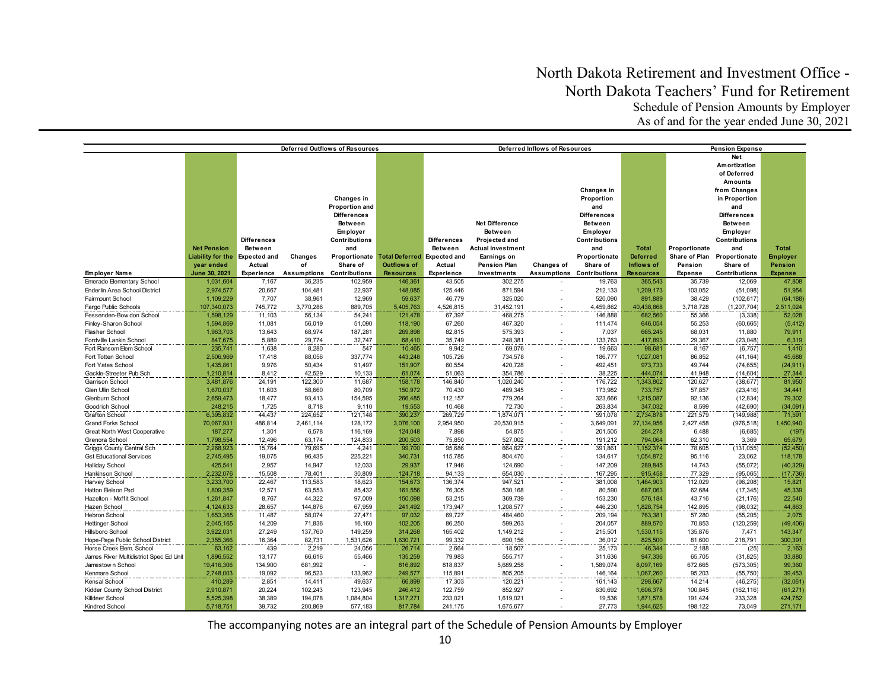# North Dakota Retirement and Investment Office -
# North Dakota Teachers' Fund for Retirement
## Schedule of Pension Amounts by Employer
## As of and for the year ended June 30, 2021

| | | Deferred Outflows of Resources | | | | Deferred Inflows of Resources | | | | | Pension Expense | | |
|---|---|---|---|---|---|---|---|---|---|---|---|---|---|
| **Employer Name** | **Net Pension Liability for the year ended June 30, 2021** | **Differences Between Expected and Actual Experience** | **Changes of Assumptions** | **Changes in Proportion and Differences Between Employer Contributions and Proportionate Share of Contributions** | **Total Deferred Outflows of Resources** | **Differences Between Expected and Actual Experience** | **Net Difference Between Projected and Actual Investment Earnings on Pension Plan Investments** | **Changes of Assumptions** | **Changes in Proportion and Differences Between Employer Contributions and Proportionate Share of Contributions** | **Total Deferred Inflows of Resources** | **Proportionate Share of Plan Pension Expense** | **Net Amortization of Deferred Amounts from Changes in Proportion and Differences Between Employer Contributions and Proportionate Share of Contributions** | **Total Employer Pension Expense** |
| Emerado Elementary School | 1,031,604 | 7,167 | 36,235 | 102,959 | 146,361 | 43,505 | 302,275 | - | 19,763 | 365,543 | 35,739 | 12,069 | 47,808 |
| Enderlin Area School District | 2,974,577 | 20,667 | 104,481 | 22,937 | 148,085 | 125,446 | 871,594 | - | 212,133 | 1,209,173 | 103,052 | (51,098) | 51,954 |
| Fairmount School | 1,109,229 | 7,707 | 38,961 | 12,969 | 59,637 | 46,779 | 325,020 | - | 520,090 | 891,889 | 38,429 | (102,617) | (64,188) |
| Fargo Public Schools | 107,340,073 | 745,772 | 3,770,286 | 889,705 | 5,405,763 | 4,526,815 | 31,452,191 | - | 4,459,862 | 40,438,868 | 3,718,728 | (1,207,704) | 2,511,024 |
| Fessenden-Bowdon School | 1,598,129 | 11,103 | 56,134 | 54,241 | 121,478 | 67,397 | 468,275 | - | 146,888 | 682,560 | 55,366 | (3,338) | 52,028 |
| Finley-Sharon School | 1,594,869 | 11,081 | 56,019 | 51,090 | 118,190 | 67,260 | 467,320 | - | 111,474 | 646,054 | 55,253 | (60,665) | (5,412) |
| Flasher School | 1,963,703 | 13,643 | 68,974 | 187,281 | 269,898 | 82,815 | 575,393 | - | 7,037 | 665,245 | 68,031 | 11,880 | 79,911 |
| Fordville Lankin School | 847,675 | 5,889 | 29,774 | 32,747 | 68,410 | 35,749 | 248,381 | - | 133,763 | 417,893 | 29,367 | (23,048) | 6,319 |
| Fort Ransom Elem School | 235,741 | 1,638 | 8,280 | 547 | 10,465 | 9,942 | 69,076 | - | 19,663 | 98,681 | 8,167 | (6,757) | 1,410 |
| Fort Totten School | 2,506,969 | 17,418 | 88,056 | 337,774 | 443,248 | 105,726 | 734,578 | - | 186,777 | 1,027,081 | 86,852 | (41,164) | 45,688 |
| Fort Yates School | 1,435,861 | 9,976 | 50,434 | 91,497 | 151,907 | 60,554 | 420,728 | - | 492,451 | 973,733 | 49,744 | (74,655) | (24,911) |
| Gackle-Streeter Pub Sch | 1,210,814 | 8,412 | 42,529 | 10,133 | 61,074 | 51,063 | 354,786 | - | 38,225 | 444,074 | 41,948 | (14,604) | 27,344 |
| Garrison School | 3,481,876 | 24,191 | 122,300 | 11,687 | 158,178 | 146,840 | 1,020,240 | - | 176,722 | 1,343,802 | 120,627 | (38,677) | 81,950 |
| Glen Ullin School | 1,670,037 | 11,603 | 58,660 | 80,709 | 150,972 | 70,430 | 489,345 | - | 173,982 | 733,757 | 57,857 | (23,416) | 34,441 |
| Glenburn School | 2,659,473 | 18,477 | 93,413 | 154,595 | 266,485 | 112,157 | 779,264 | - | 323,666 | 1,215,087 | 92,136 | (12,834) | 79,302 |
| Goodrich School | 248,215 | 1,725 | 8,718 | 9,110 | 19,553 | 10,468 | 72,730 | - | 263,834 | 347,032 | 8,599 | (42,690) | (34,091) |
| Grafton School | 6,395,832 | 44,437 | 224,652 | 121,148 | 390,237 | 269,729 | 1,874,071 | - | 591,078 | 2,734,878 | 221,579 | (149,988) | 71,591 |
| Grand Forks School | 70,067,931 | 486,814 | 2,461,114 | 128,172 | 3,076,100 | 2,954,950 | 20,530,915 | - | 3,649,091 | 27,134,956 | 2,427,458 | (976,518) | 1,450,940 |
| Great North West Cooperative | 187,277 | 1,301 | 6,578 | 116,169 | 124,048 | 7,898 | 54,875 | - | 201,505 | 264,278 | 6,488 | (6,685) | (197) |
| Grenora School | 1,798,554 | 12,496 | 63,174 | 124,833 | 200,503 | 75,850 | 527,002 | - | 191,212 | 794,064 | 62,310 | 3,369 | 65,679 |
| Griggs County Central Sch | 2,268,923 | 15,764 | 79,695 | 4,241 | 99,700 | 95,686 | 664,827 | - | 391,861 | 1,152,374 | 78,605 | (131,055) | (52,450) |
| Gst Educational Services | 2,745,495 | 19,075 | 96,435 | 225,221 | 340,731 | 115,785 | 804,470 | - | 134,617 | 1,054,872 | 95,116 | 23,062 | 118,178 |
| Halliday School | 425,541 | 2,957 | 14,947 | 12,033 | 29,937 | 17,946 | 124,690 | - | 147,209 | 289,845 | 14,743 | (55,072) | (40,329) |
| Hankinson School | 2,232,076 | 15,508 | 78,401 | 30,809 | 124,718 | 94,133 | 654,030 | - | 167,295 | 915,458 | 77,329 | (95,065) | (17,736) |
| Harvey School | 3,233,700 | 22,467 | 113,583 | 18,623 | 154,673 | 136,374 | 947,521 | - | 381,008 | 1,464,903 | 112,029 | (96,208) | 15,821 |
| Hatton Eielson Psd | 1,809,359 | 12,571 | 63,553 | 85,432 | 161,556 | 76,305 | 530,168 | - | 80,590 | 687,063 | 62,684 | (17,345) | 45,339 |
| Hazelton - Moffit School | 1,261,847 | 8,767 | 44,322 | 97,009 | 150,098 | 53,215 | 369,739 | - | 153,230 | 576,184 | 43,716 | (21,176) | 22,540 |
| Hazen School | 4,124,633 | 28,657 | 144,876 | 67,959 | 241,492 | 173,947 | 1,208,577 | - | 446,230 | 1,828,754 | 142,895 | (98,032) | 44,863 |
| Hebron School | 1,653,365 | 11,487 | 58,074 | 27,471 | 97,032 | 69,727 | 484,460 | - | 209,194 | 763,381 | 57,280 | (55,205) | 2,075 |
| Hettinger School | 2,045,165 | 14,209 | 71,836 | 16,160 | 102,205 | 86,250 | 599,263 | - | 204,057 | 889,570 | 70,853 | (120,259) | (49,406) |
| Hillsboro School | 3,922,031 | 27,249 | 137,760 | 149,259 | 314,268 | 165,402 | 1,149,212 | - | 215,501 | 1,530,115 | 135,876 | 7,471 | 143,347 |
| Hope-Page Public School District | 2,355,366 | 16,364 | 82,731 | 1,531,626 | 1,630,721 | 99,332 | 690,156 | - | 36,012 | 825,500 | 81,600 | 218,791 | 300,391 |
| Horse Creek Elem. School | 63,162 | 439 | 2,219 | 24,056 | 26,714 | 2,664 | 18,507 | - | 25,173 | 46,344 | 2,188 | (25) | 2,163 |
| James River Multidistrict Spec Ed Unit | 1,896,552 | 13,177 | 66,616 | 55,466 | 135,259 | 79,983 | 555,717 | - | 311,636 | 947,336 | 65,705 | (31,825) | 33,880 |
| Jamestown School | 19,416,306 | 134,900 | 681,992 | - | 816,892 | 818,837 | 5,689,258 | - | 1,589,074 | 8,097,169 | 672,665 | (573,305) | 99,360 |
| Kenmare School | 2,748,003 | 19,092 | 96,523 | 133,962 | 249,577 | 115,891 | 805,205 | - | 146,164 | 1,067,260 | 95,203 | (55,750) | 39,453 |
| Kensal School | 410,289 | 2,851 | 14,411 | 49,637 | 66,899 | 17,303 | 120,221 | - | 161,143 | 298,667 | 14,214 | (46,275) | (32,061) |
| Kidder County School District | 2,910,871 | 20,224 | 102,243 | 123,945 | 246,412 | 122,759 | 852,927 | - | 630,692 | 1,606,378 | 100,845 | (162,116) | (61,271) |
| Killdeer School | 5,525,398 | 38,389 | 194,078 | 1,084,804 | 1,317,271 | 233,021 | 1,619,021 | - | 19,536 | 1,871,578 | 191,424 | 233,328 | 424,752 |
| Kindred School | 5,718,751 | 39,732 | 200,869 | 577,183 | 817,784 | 241,175 | 1,675,677 | - | 27,773 | 1,944,625 | 198,122 | 73,049 | 271,171 |

The accompanying notes are an integral part of the Schedule of Pension Amounts by Employer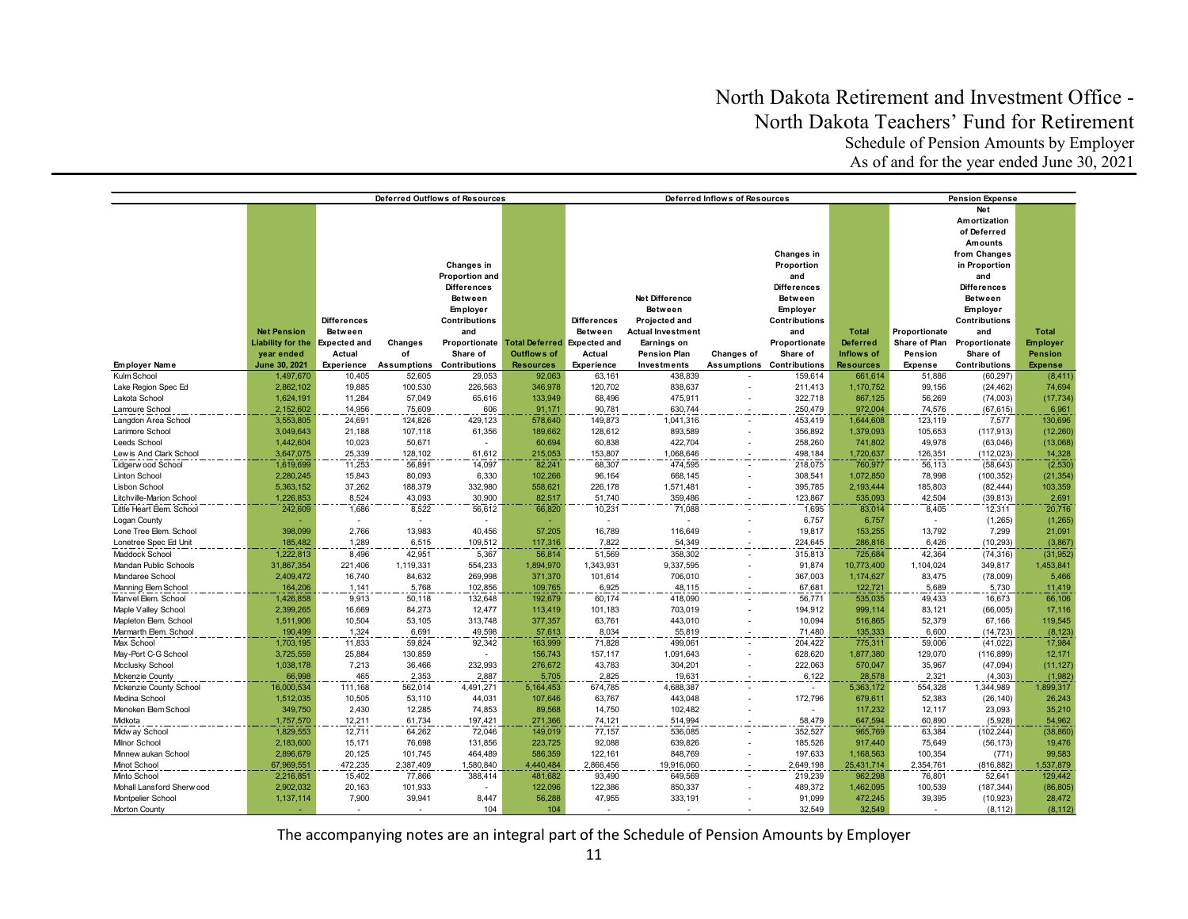# North Dakota Retirement and Investment Office - North Dakota Teachers' Fund for Retirement

Schedule of Pension Amounts by Employer
As of and for the year ended June 30, 2021

| | | Deferred Outflows of Resources | | | | Deferred Inflows of Resources | | | | | Pension Expense | | |
|---|---|---|---|---|---|---|---|---|---|---|---|---|---|
| Employer Name | Net Pension Liability for the year ended June 30, 2021 | Differences Between Expected and Actual Experience | Changes of Assumptions | Changes in Proportion and Differences Between Employer Contributions and Proportionate Share of Contributions | Total Deferred Outflows of Resources | Differences Between Expected and Actual Experience | Net Difference Between Projected and Actual Investment Earnings on Pension Plan Investments | Changes of Assumptions | Changes in Proportion and Differences Between Employer Contributions and Proportionate Share of Contributions | Total Deferred Inflows of Resources | Proportionate Share of Plan Pension Expense | Net Amortization of Deferred Amounts from Changes in Proportion and Differences Between Employer Contributions and Proportionate Share of Contributions | Total Employer Pension Expense |
| Kulm School | 1,497,670 | 10,405 | 52,605 | 29,053 | 92,063 | 63,161 | 438,839 | - | 159,614 | 661,614 | 51,886 | (60,297) | (8,411) |
| Lake Region Spec Ed | 2,862,102 | 19,885 | 100,530 | 226,563 | 346,978 | 120,702 | 838,637 | - | 211,413 | 1,170,752 | 99,156 | (24,462) | 74,694 |
| Lakota School | 1,624,191 | 11,284 | 57,049 | 65,616 | 133,949 | 68,496 | 475,911 | - | 322,718 | 867,125 | 56,269 | (74,003) | (17,734) |
| Lamoure School | 2,152,602 | 14,956 | 75,609 | 606 | 91,171 | 90,781 | 630,744 | - | 250,479 | 972,004 | 74,576 | (67,615) | 6,961 |
| Langdon Area School | 3,553,805 | 24,691 | 124,826 | 429,123 | 578,640 | 149,873 | 1,041,316 | - | 453,419 | 1,644,608 | 123,119 | 7,577 | 130,696 |
| Larimore School | 3,049,643 | 21,188 | 107,118 | 61,356 | 189,662 | 128,612 | 893,589 | - | 356,892 | 1,379,093 | 105,653 | (117,913) | (12,260) |
| Leeds School | 1,442,604 | 10,023 | 50,671 | - | 60,694 | 60,838 | 422,704 | - | 258,260 | 741,802 | 49,978 | (63,046) | (13,068) |
| Lewis And Clark School | 3,647,075 | 25,339 | 128,102 | 61,612 | 215,053 | 153,807 | 1,068,646 | - | 498,184 | 1,720,637 | 126,351 | (112,023) | 14,328 |
| Lidgerwood School | 1,619,699 | 11,253 | 56,891 | 14,097 | 82,241 | 68,307 | 474,595 | - | 218,075 | 760,977 | 56,113 | (58,643) | (2,530) |
| Linton School | 2,280,245 | 15,843 | 80,093 | 6,330 | 102,266 | 96,164 | 668,145 | - | 308,541 | 1,072,850 | 78,998 | (100,352) | (21,354) |
| Lisbon School | 5,363,152 | 37,262 | 188,379 | 332,980 | 558,621 | 226,178 | 1,571,481 | - | 395,785 | 2,193,444 | 185,803 | (82,444) | 103,359 |
| Litchville-Marion School | 1,226,853 | 8,524 | 43,093 | 30,900 | 82,517 | 51,740 | 359,486 | - | 123,867 | 535,093 | 42,504 | (39,813) | 2,691 |
| Little Heart Elem. School | 242,609 | 1,686 | 8,522 | 56,612 | 66,820 | 10,231 | 71,088 | - | 1,695 | 83,014 | 8,405 | 12,311 | 20,716 |
| Logan County | - | - | - | - | - | - | - | - | 6,757 | 6,757 | - | (1,265) | (1,265) |
| Lone Tree Elem. School | 398,099 | 2,766 | 13,983 | 40,456 | 57,205 | 16,789 | 116,649 | - | 19,817 | 153,255 | 13,792 | 7,299 | 21,091 |
| Lonetree Spec Ed Unit | 185,482 | 1,289 | 6,515 | 109,512 | 117,316 | 7,822 | 54,349 | - | 224,645 | 286,816 | 6,426 | (10,293) | (3,867) |
| Maddock School | 1,222,813 | 8,496 | 42,951 | 5,367 | 56,814 | 51,569 | 358,302 | - | 315,813 | 725,684 | 42,364 | (74,316) | (31,952) |
| Mandan Public Schools | 31,867,354 | 221,406 | 1,119,331 | 554,233 | 1,894,970 | 1,343,931 | 9,337,595 | - | 91,874 | 10,773,400 | 1,104,024 | 349,817 | 1,453,841 |
| Mandaree School | 2,409,472 | 16,740 | 84,632 | 269,998 | 371,370 | 101,614 | 706,010 | - | 367,003 | 1,174,627 | 83,475 | (78,009) | 5,466 |
| Manning Elem School | 164,206 | 1,141 | 5,768 | 102,856 | 109,765 | 6,925 | 48,115 | - | 67,681 | 122,721 | 5,689 | 5,730 | 11,419 |
| Manvel Elem. School | 1,426,858 | 9,913 | 50,118 | 132,648 | 192,679 | 60,174 | 418,090 | - | 56,771 | 535,035 | 49,433 | 16,673 | 66,106 |
| Maple Valley School | 2,399,265 | 16,669 | 84,273 | 12,477 | 113,419 | 101,183 | 703,019 | - | 194,912 | 999,114 | 83,121 | (66,005) | 17,116 |
| Mapleton Elem. School | 1,511,906 | 10,504 | 53,105 | 313,748 | 377,357 | 63,761 | 443,010 | - | 10,094 | 516,865 | 52,379 | 67,166 | 119,545 |
| Marmarth Elem. School | 190,499 | 1,324 | 6,691 | 49,598 | 57,613 | 8,034 | 55,819 | - | 71,480 | 135,333 | 6,600 | (14,723) | (8,123) |
| Max School | 1,703,195 | 11,833 | 59,824 | 92,342 | 163,999 | 71,828 | 499,061 | - | 204,422 | 775,311 | 59,006 | (41,022) | 17,984 |
| May-Port C-G School | 3,725,559 | 25,884 | 130,859 | - | 156,743 | 157,117 | 1,091,643 | - | 628,620 | 1,877,380 | 129,070 | (116,899) | 12,171 |
| Mcclusky School | 1,038,178 | 7,213 | 36,466 | 232,993 | 276,672 | 43,783 | 304,201 | - | 222,063 | 570,047 | 35,967 | (47,094) | (11,127) |
| Mckenzie County | 66,998 | 465 | 2,353 | 2,887 | 5,705 | 2,825 | 19,631 | - | 6,122 | 28,578 | 2,321 | (4,303) | (1,982) |
| Mckenzie County School | 16,000,534 | 111,168 | 562,014 | 4,491,271 | 5,164,453 | 674,785 | 4,688,387 | - | - | 5,363,172 | 554,328 | 1,344,989 | 1,899,317 |
| Medina School | 1,512,035 | 10,505 | 53,110 | 44,031 | 107,646 | 63,767 | 443,048 | - | 172,796 | 679,611 | 52,383 | (26,140) | 26,243 |
| Menoken Elem School | 349,750 | 2,430 | 12,285 | 74,853 | 89,568 | 14,750 | 102,482 | - | - | 117,232 | 12,117 | 23,093 | 35,210 |
| Midkota | 1,757,570 | 12,211 | 61,734 | 197,421 | 271,366 | 74,121 | 514,994 | - | 58,479 | 647,594 | 60,890 | (5,928) | 54,962 |
| Midway School | 1,829,553 | 12,711 | 64,262 | 72,046 | 149,019 | 77,157 | 536,085 | - | 352,527 | 965,769 | 63,384 | (102,244) | (38,860) |
| Milnor School | 2,183,600 | 15,171 | 76,698 | 131,856 | 223,725 | 92,088 | 639,826 | - | 185,526 | 917,440 | 75,649 | (56,173) | 19,476 |
| Minnewaukan School | 2,896,679 | 20,125 | 101,745 | 464,489 | 586,359 | 122,161 | 848,769 | - | 197,633 | 1,168,563 | 100,354 | (771) | 99,583 |
| Minot School | 67,969,551 | 472,235 | 2,387,409 | 1,580,840 | 4,440,484 | 2,866,456 | 19,916,060 | - | 2,649,198 | 25,431,714 | 2,354,761 | (816,882) | 1,537,879 |
| Minto School | 2,216,851 | 15,402 | 77,866 | 388,414 | 481,682 | 93,490 | 649,569 | - | 219,239 | 962,298 | 76,801 | 52,641 | 129,442 |
| Mohall Lansford Sherwood | 2,902,032 | 20,163 | 101,933 | - | 122,096 | 122,386 | 850,337 | - | 489,372 | 1,462,095 | 100,539 | (187,344) | (86,805) |
| Montpelier School | 1,137,114 | 7,900 | 39,941 | 8,447 | 56,288 | 47,955 | 333,191 | - | 91,099 | 472,245 | 39,395 | (10,923) | 28,472 |
| Morton County | - | - | - | 104 | 104 | - | - | - | 32,549 | 32,549 | - | (8,112) | (8,112) |

The accompanying notes are an integral part of the Schedule of Pension Amounts by Employer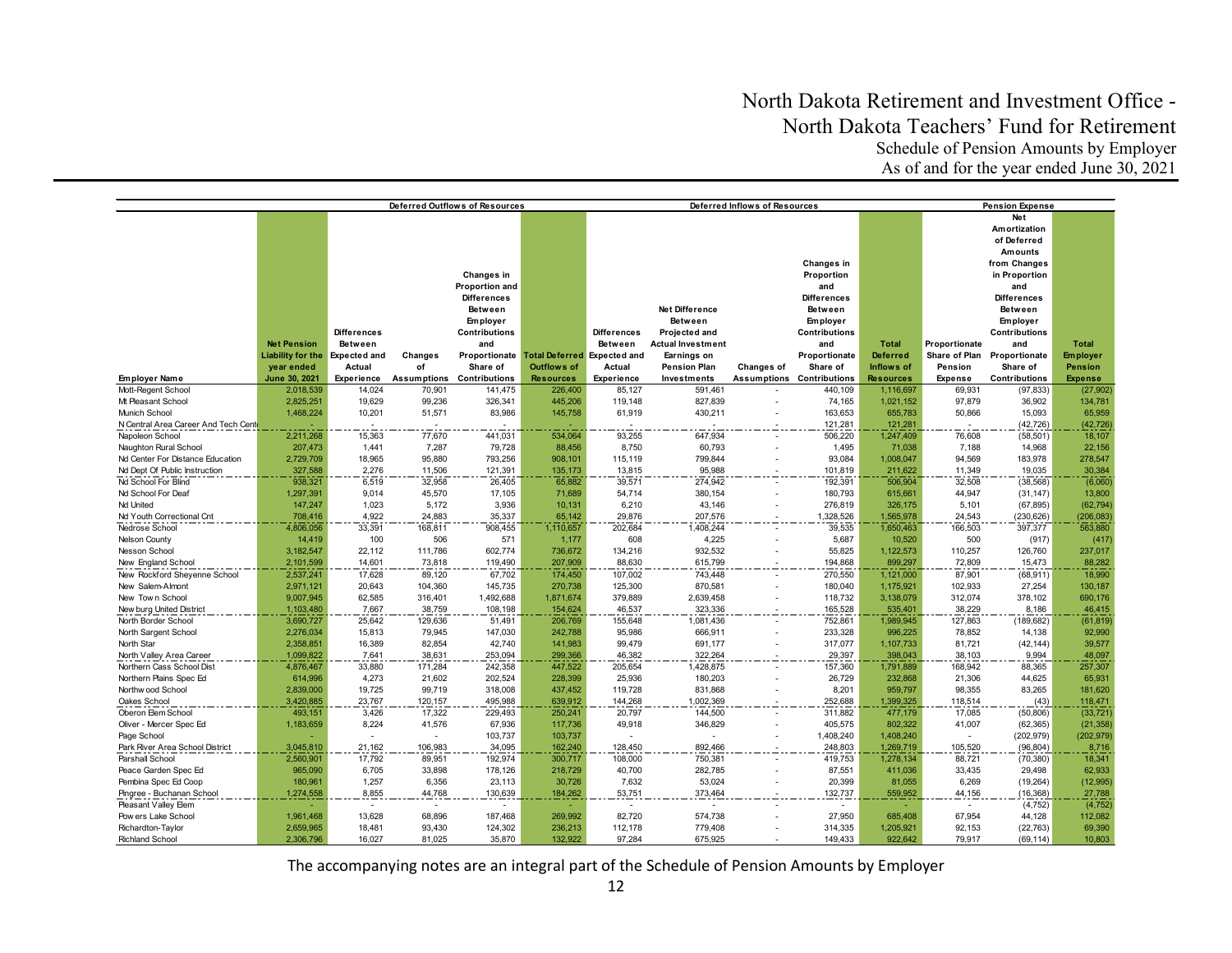# North Dakota Retirement and Investment Office - North Dakota Teachers' Fund for Retirement

## Schedule of Pension Amounts by Employer

### As of and for the year ended June 30, 2021

| | | Deferred Outflows of Resources | | | | Deferred Inflows of Resources | | | | | Pension Expense | | |
|---|---|---|---|---|---|---|---|---|---|---|---|---|---|
| Employer Name | Net Pension Liability for the year ended June 30, 2021 | Differences Between Expected and Actual Experience | Changes of Assumptions | Changes in Proportion and Differences Between Employer Contributions and Proportionate Share of Contributions | Total Deferred Outflows of Resources | Differences Between Expected and Actual Experience | Net Difference Between Projected and Actual Investment Earnings on Pension Plan Investments | Changes of Assumptions | Changes in Proportion and Differences Between Employer Contributions and Proportionate Share of Contributions | Total Deferred Inflows of Resources | Proportionate Share of Plan Pension Expense | Net Amortization of Deferred Amounts from Changes in Proportion and Differences Between Employer Contributions and Proportionate Share of Contributions | Total Employer Pension Expense |
| Mott-Regent School | 2,018,539 | 14,024 | 70,901 | 141,475 | 226,400 | 85,127 | 591,461 | - | 440,109 | 1,116,697 | 69,931 | (97,833) | (27,902) |
| Mt Pleasant School | 2,825,251 | 19,629 | 99,236 | 326,341 | 445,206 | 119,148 | 827,839 | - | 74,165 | 1,021,152 | 97,879 | 36,902 | 134,781 |
| Munich School | 1,468,224 | 10,201 | 51,571 | 83,986 | 145,758 | 61,919 | 430,211 | - | 163,653 | 655,783 | 50,866 | 15,093 | 65,959 |
| N Central Area Career And Tech Cent | - | - | - | - | - | - | - | - | 121,281 | 121,281 | - | (42,726) | (42,726) |
| Napoleon School | 2,211,268 | 15,363 | 77,670 | 441,031 | 534,064 | 93,255 | 647,934 | - | 506,220 | 1,247,409 | 76,608 | (58,501) | 18,107 |
| Naughton Rural School | 207,473 | 1,441 | 7,287 | 79,728 | 88,456 | 8,750 | 60,793 | - | 1,495 | 71,038 | 7,188 | 14,968 | 22,156 |
| Nd Center For Distance Education | 2,729,709 | 18,965 | 95,880 | 793,256 | 908,101 | 115,119 | 799,844 | - | 93,084 | 1,008,047 | 94,569 | 183,978 | 278,547 |
| Nd Dept Of Public Instruction | 327,588 | 2,276 | 11,506 | 121,391 | 135,173 | 13,815 | 95,988 | - | 101,819 | 211,622 | 11,349 | 19,035 | 30,384 |
| Nd School For Blind | 938,321 | 6,519 | 32,958 | 26,405 | 65,882 | 39,571 | 274,942 | - | 192,391 | 506,904 | 32,508 | (38,568) | (6,060) |
| Nd School For Deaf | 1,297,391 | 9,014 | 45,570 | 17,105 | 71,689 | 54,714 | 380,154 | - | 180,793 | 615,661 | 44,947 | (31,147) | 13,800 |
| Nd United | 147,247 | 1,023 | 5,172 | 3,936 | 10,131 | 6,210 | 43,146 | - | 276,819 | 326,175 | 5,101 | (67,895) | (62,794) |
| Nd Youth Correctional Cnt | 708,416 | 4,922 | 24,883 | 35,337 | 65,142 | 29,876 | 207,576 | - | 1,328,526 | 1,565,978 | 24,543 | (230,626) | (206,083) |
| Nedrose School | 4,806,056 | 33,391 | 168,811 | 908,455 | 1,110,657 | 202,684 | 1,408,244 | - | 39,535 | 1,650,463 | 166,503 | 397,377 | 563,880 |
| Nelson County | 14,419 | 100 | 506 | 571 | 1,177 | 608 | 4,225 | - | 5,687 | 10,520 | 500 | (917) | (417) |
| Nesson School | 3,182,547 | 22,112 | 111,786 | 602,774 | 736,672 | 134,216 | 932,532 | - | 55,825 | 1,122,573 | 110,257 | 126,760 | 237,017 |
| New England School | 2,101,599 | 14,601 | 73,818 | 119,490 | 207,909 | 88,630 | 615,799 | - | 194,868 | 899,297 | 72,809 | 15,473 | 88,282 |
| New Rockford Sheyenne School | 2,537,241 | 17,628 | 89,120 | 67,702 | 174,450 | 107,002 | 743,448 | - | 270,550 | 1,121,000 | 87,901 | (68,911) | 18,990 |
| New Salem-Almont | 2,971,121 | 20,643 | 104,360 | 145,735 | 270,738 | 125,300 | 870,581 | - | 180,040 | 1,175,921 | 102,933 | 27,254 | 130,187 |
| New Town School | 9,007,945 | 62,585 | 316,401 | 1,492,688 | 1,871,674 | 379,889 | 2,639,458 | - | 118,732 | 3,138,079 | 312,074 | 378,102 | 690,176 |
| New burg United District | 1,103,480 | 7,667 | 38,759 | 108,198 | 154,624 | 46,537 | 323,336 | - | 165,528 | 535,401 | 38,229 | 8,186 | 46,415 |
| North Border School | 3,690,727 | 25,642 | 129,636 | 51,491 | 206,769 | 155,648 | 1,081,436 | - | 752,861 | 1,989,945 | 127,863 | (189,682) | (61,819) |
| North Sargent School | 2,276,034 | 15,813 | 79,945 | 147,030 | 242,788 | 95,986 | 666,911 | - | 233,328 | 996,225 | 78,852 | 14,138 | 92,990 |
| North Star | 2,358,851 | 16,389 | 82,854 | 42,740 | 141,983 | 99,479 | 691,177 | - | 317,077 | 1,107,733 | 81,721 | (42,144) | 39,577 |
| North Valley Area Career | 1,099,822 | 7,641 | 38,631 | 253,094 | 299,366 | 46,382 | 322,264 | - | 29,397 | 398,043 | 38,103 | 9,994 | 48,097 |
| Northern Cass School Dist | 4,876,467 | 33,880 | 171,284 | 242,358 | 447,522 | 205,654 | 1,428,875 | - | 157,360 | 1,791,889 | 168,942 | 88,365 | 257,307 |
| Northern Plains Spec Ed | 614,996 | 4,273 | 21,602 | 202,524 | 228,399 | 25,936 | 180,203 | - | 26,729 | 232,868 | 21,306 | 44,625 | 65,931 |
| Northw ood School | 2,839,000 | 19,725 | 99,719 | 318,008 | 437,452 | 119,728 | 831,868 | - | 8,201 | 959,797 | 98,355 | 83,265 | 181,620 |
| Oakes School | 3,420,885 | 23,767 | 120,157 | 495,988 | 639,912 | 144,268 | 1,002,369 | - | 252,688 | 1,399,325 | 118,514 | (43) | 118,471 |
| Oberon Elem School | 493,151 | 3,426 | 17,322 | 229,493 | 250,241 | 20,797 | 144,500 | - | 311,882 | 477,179 | 17,085 | (50,806) | (33,721) |
| Oliver - Mercer Spec Ed | 1,183,659 | 8,224 | 41,576 | 67,936 | 117,736 | 49,918 | 346,829 | - | 405,575 | 802,322 | 41,007 | (62,365) | (21,358) |
| Page School | - | - | - | 103,737 | 103,737 | - | - | - | 1,408,240 | 1,408,240 | - | (202,979) | (202,979) |
| Park River Area School District | 3,045,810 | 21,162 | 106,983 | 34,095 | 162,240 | 128,450 | 892,466 | - | 248,803 | 1,269,719 | 105,520 | (96,804) | 8,716 |
| Parshall School | 2,560,901 | 17,792 | 89,951 | 192,974 | 300,717 | 108,000 | 750,381 | - | 419,753 | 1,278,134 | 88,721 | (70,380) | 18,341 |
| Peace Garden Spec Ed | 965,090 | 6,705 | 33,898 | 178,126 | 218,729 | 40,700 | 282,785 | - | 87,551 | 411,036 | 33,435 | 29,498 | 62,933 |
| Pembina Spec Ed Coop | 180,961 | 1,257 | 6,356 | 23,113 | 30,726 | 7,632 | 53,024 | - | 20,399 | 81,055 | 6,269 | (19,264) | (12,995) |
| Pingree - Buchanan School | 1,274,558 | 8,855 | 44,768 | 130,639 | 184,262 | 53,751 | 373,464 | - | 132,737 | 559,952 | 44,156 | (16,368) | 27,788 |
| Pleasant Valley Elem | - | - | - | - | - | - | - | - | - | - | - | (4,752) | (4,752) |
| Pow ers Lake School | 1,961,468 | 13,628 | 68,896 | 187,468 | 269,992 | 82,720 | 574,738 | - | 27,950 | 685,408 | 67,954 | 44,128 | 112,082 |
| Richardton-Taylor | 2,659,965 | 18,481 | 93,430 | 124,302 | 236,213 | 112,178 | 779,408 | - | 314,335 | 1,205,921 | 92,153 | (22,763) | 69,390 |
| Richland School | 2,306,796 | 16,027 | 81,025 | 35,870 | 132,922 | 97,284 | 675,925 | - | 149,433 | 922,642 | 79,917 | (69,114) | 10,803 |

The accompanying notes are an integral part of the Schedule of Pension Amounts by Employer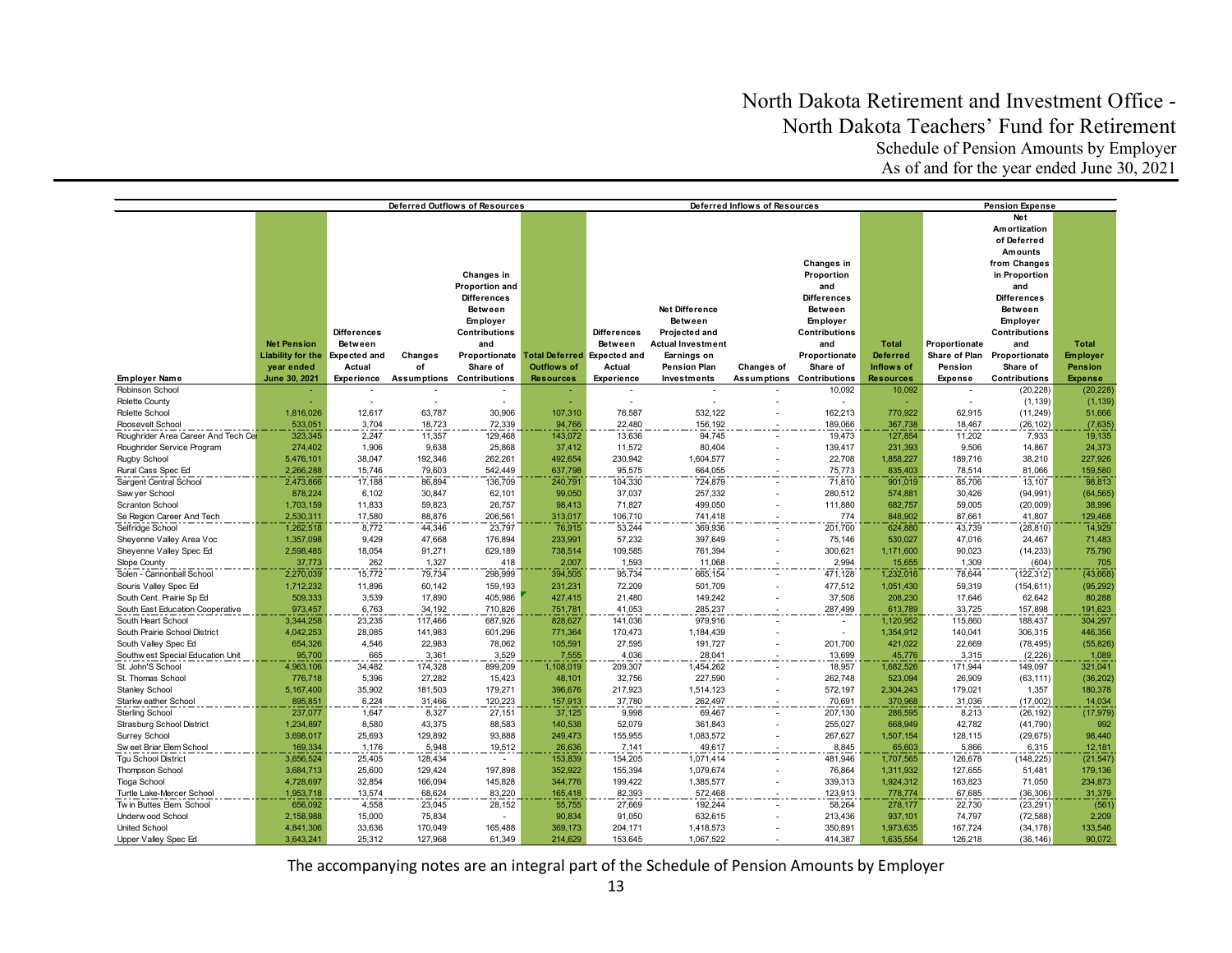# North Dakota Retirement and Investment Office - North Dakota Teachers' Fund for Retirement

## Schedule of Pension Amounts by Employer

### As of and for the year ended June 30, 2021

| | | Deferred Outflows of Resources | | | | Deferred Inflows of Resources | | | | | Pension Expense | | |
|---|---|---|---|---|---|---|---|---|---|---|---|---|---|
| **Employer Name** | **Net Pension Liability for the year ended June 30, 2021** | **Differences Between Expected and Actual Experience** | **Changes of Assumptions** | **Changes in Proportion and Differences Between Employer Contributions and Proportionate Share of Contributions** | **Total Deferred Outflows of Resources** | **Differences Between Expected and Actual Experience** | **Net Difference Between Projected and Actual Investment Earnings on Pension Plan Investments** | **Changes of Assumptions** | **Changes in Proportion and Differences Between Employer Contributions and Proportionate Share of Contributions** | **Total Deferred Inflows of Resources** | **Proportionate Share of Plan Pension Expense** | **Net Amortization of Deferred Amounts from Changes in Proportion and Differences Between Employer Contributions and Proportionate Share of Contributions** | **Total Employer Pension Expense** |
| Robinson School | - | - | - | - | - | - | - | - | 10,092 | 10,092 | - | (20,228) | (20,228) |
| Rolette County | - | - | - | - | - | - | - | - | - | - | - | (1,139) | (1,139) |
| Rolette School | 1,816,026 | 12,617 | 63,787 | 30,906 | 107,310 | 76,587 | 532,122 | - | 162,213 | 770,922 | 62,915 | (11,249) | 51,666 |
| Roosevelt School | 533,051 | 3,704 | 18,723 | 72,339 | 94,766 | 22,480 | 156,192 | - | 189,066 | 367,738 | 18,467 | (26,102) | (7,635) |
| Roughrider Area Career And Tech Cer | 323,345 | 2,247 | 11,357 | 129,468 | 143,072 | 13,636 | 94,745 | - | 19,473 | 127,854 | 11,202 | 7,933 | 19,135 |
| Roughrider Service Program | 274,402 | 1,906 | 9,638 | 25,868 | 37,412 | 11,572 | 80,404 | - | 139,417 | 231,393 | 9,506 | 14,867 | 24,373 |
| Rugby School | 5,476,101 | 38,047 | 192,346 | 262,261 | 492,654 | 230,942 | 1,604,577 | - | 22,708 | 1,858,227 | 189,716 | 38,210 | 227,926 |
| Rural Cass Spec Ed | 2,266,288 | 15,746 | 79,603 | 542,449 | 637,798 | 95,575 | 664,055 | - | 75,773 | 835,403 | 78,514 | 81,066 | 159,580 |
| Sargent Central School | 2,473,866 | 17,188 | 86,894 | 136,709 | 240,791 | 104,330 | 724,879 | - | 71,810 | 901,019 | 85,706 | 13,107 | 98,813 |
| Sawyer School | 878,224 | 6,102 | 30,847 | 62,101 | 99,050 | 37,037 | 257,332 | - | 280,512 | 574,881 | 30,426 | (94,991) | (64,565) |
| Scranton School | 1,703,159 | 11,833 | 59,823 | 26,757 | 98,413 | 71,827 | 499,050 | - | 111,880 | 682,757 | 59,005 | (20,009) | 38,996 |
| Se Region Career And Tech | 2,530,311 | 17,580 | 88,876 | 206,561 | 313,017 | 106,710 | 741,418 | - | 774 | 848,902 | 87,661 | 41,807 | 129,468 |
| Selfridge School | 1,262,518 | 8,772 | 44,346 | 23,797 | 76,915 | 53,244 | 369,936 | - | 201,700 | 624,880 | 43,739 | (28,810) | 14,929 |
| Sheyenne Valley Area Voc | 1,357,098 | 9,429 | 47,668 | 176,894 | 233,991 | 57,232 | 397,649 | - | 75,146 | 530,027 | 47,016 | 24,467 | 71,483 |
| Sheyenne Valley Spec Ed | 2,598,485 | 18,054 | 91,271 | 629,189 | 738,514 | 109,585 | 761,394 | - | 300,621 | 1,171,600 | 90,023 | (14,233) | 75,790 |
| Slope County | 37,773 | 262 | 1,327 | 418 | 2,007 | 1,593 | 11,068 | - | 2,994 | 15,655 | 1,309 | (604) | 705 |
| Solen - Cannonball School | 2,270,039 | 15,772 | 79,734 | 298,999 | 394,505 | 95,734 | 665,154 | - | 471,128 | 1,232,016 | 78,644 | (122,312) | (43,668) |
| Souris Valley Spec Ed | 1,712,232 | 11,896 | 60,142 | 159,193 | 231,231 | 72,209 | 501,709 | - | 477,512 | 1,051,430 | 59,319 | (154,611) | (95,292) |
| South Cent. Prairie Sp Ed | 509,333 | 3,539 | 17,890 | 405,986 | 427,415 | 21,480 | 149,242 | - | 37,508 | 208,230 | 17,646 | 62,642 | 80,288 |
| South East Education Cooperative | 973,457 | 6,763 | 34,192 | 710,826 | 751,781 | 41,053 | 285,237 | - | 287,499 | 613,789 | 33,725 | 157,898 | 191,623 |
| South Heart School | 3,344,258 | 23,235 | 117,466 | 687,926 | 828,627 | 141,036 | 979,916 | - | - | 1,120,952 | 115,860 | 188,437 | 304,297 |
| South Prairie School District | 4,042,253 | 28,085 | 141,983 | 601,296 | 771,364 | 170,473 | 1,184,439 | - | - | 1,354,912 | 140,041 | 306,315 | 446,356 |
| South Valley Spec Ed | 654,326 | 4,546 | 22,983 | 78,062 | 105,591 | 27,595 | 191,727 | - | 201,700 | 421,022 | 22,669 | (78,495) | (55,826) |
| Southwest Special Education Unit | 95,700 | 665 | 3,361 | 3,529 | 7,555 | 4,036 | 28,041 | - | 13,699 | 45,776 | 3,315 | (2,226) | 1,089 |
| St. John'S School | 4,963,106 | 34,482 | 174,328 | 899,209 | 1,108,019 | 209,307 | 1,454,262 | - | 18,957 | 1,682,526 | 171,944 | 149,097 | 321,041 |
| St. Thomas School | 776,718 | 5,396 | 27,282 | 15,423 | 48,101 | 32,756 | 227,590 | - | 262,748 | 523,094 | 26,909 | (63,111) | (36,202) |
| Stanley School | 5,167,400 | 35,902 | 181,503 | 179,271 | 396,676 | 217,923 | 1,514,123 | - | 572,197 | 2,304,243 | 179,021 | 1,357 | 180,378 |
| Starkweather School | 895,851 | 6,224 | 31,466 | 120,223 | 157,913 | 37,780 | 262,497 | - | 70,691 | 370,968 | 31,036 | (17,002) | 14,034 |
| Sterling School | 237,077 | 1,647 | 8,327 | 27,151 | 37,125 | 9,998 | 69,467 | - | 207,130 | 286,595 | 8,213 | (26,192) | (17,979) |
| Strasburg School District | 1,234,897 | 8,580 | 43,375 | 88,583 | 140,538 | 52,079 | 361,843 | - | 255,027 | 668,949 | 42,782 | (41,790) | 992 |
| Surrey School | 3,698,017 | 25,693 | 129,892 | 93,888 | 249,473 | 155,955 | 1,083,572 | - | 267,627 | 1,507,154 | 128,115 | (29,675) | 98,440 |
| Sweet Briar Elem School | 169,334 | 1,176 | 5,948 | 19,512 | 26,636 | 7,141 | 49,617 | - | 8,845 | 65,603 | 5,866 | 6,315 | 12,181 |
| Tgu School District | 3,656,524 | 25,405 | 128,434 | - | 153,839 | 154,205 | 1,071,414 | - | 481,946 | 1,707,565 | 126,678 | (148,225) | (21,547) |
| Thompson School | 3,684,713 | 25,600 | 129,424 | 197,898 | 352,922 | 155,394 | 1,079,674 | - | 76,864 | 1,311,932 | 127,655 | 51,481 | 179,136 |
| Tioga School | 4,728,697 | 32,854 | 166,094 | 145,828 | 344,776 | 199,422 | 1,385,577 | - | 339,313 | 1,924,312 | 163,823 | 71,050 | 234,873 |
| Turtle Lake-Mercer School | 1,953,718 | 13,574 | 68,624 | 83,220 | 165,418 | 82,393 | 572,468 | - | 123,913 | 778,774 | 67,685 | (36,306) | 31,379 |
| Twin Buttes Elem. School | 656,092 | 4,558 | 23,045 | 28,152 | 55,755 | 27,669 | 192,244 | - | 58,264 | 278,177 | 22,730 | (23,291) | (561) |
| Underwood School | 2,158,988 | 15,000 | 75,834 | - | 90,834 | 91,050 | 632,615 | - | 213,436 | 937,101 | 74,797 | (72,588) | 2,209 |
| United School | 4,841,306 | 33,636 | 170,049 | 165,488 | 369,173 | 204,171 | 1,418,573 | - | 350,891 | 1,973,635 | 167,724 | (34,178) | 133,546 |
| Upper Valley Spec Ed | 3,643,241 | 25,312 | 127,968 | 61,349 | 214,629 | 153,645 | 1,067,522 | - | 414,387 | 1,635,554 | 126,218 | (36,146) | 90,072 |

The accompanying notes are an integral part of the Schedule of Pension Amounts by Employer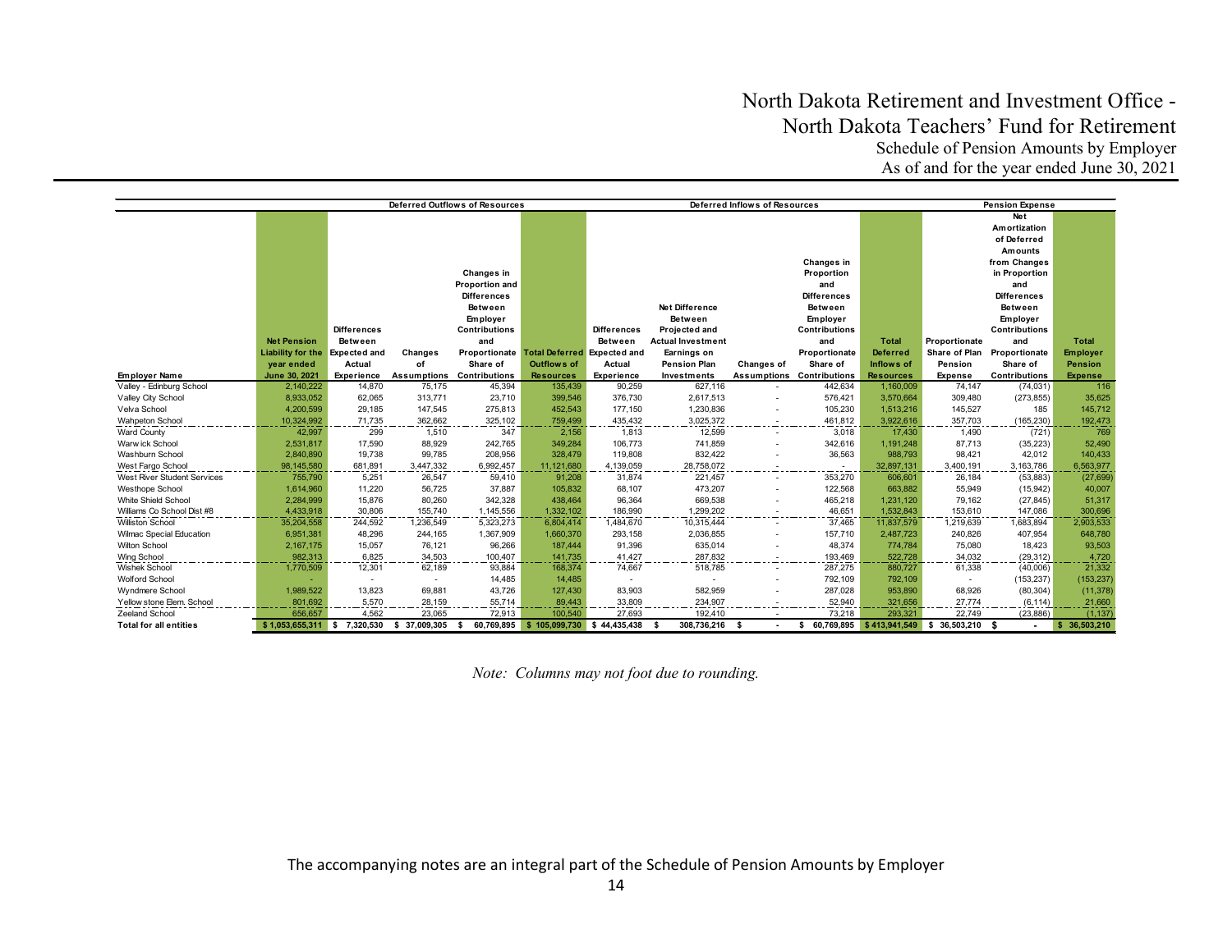# North Dakota Retirement and Investment Office - North Dakota Teachers' Fund for Retirement

## Schedule of Pension Amounts by Employer

### As of and for the year ended June 30, 2021

| | | Deferred Outflows of Resources | | | | Deferred Inflows of Resources | | | | | Pension Expense | | |
|---|---|---|---|---|---|---|---|---|---|---|---|---|---|
| Employer Name | Net Pension Liability for the year ended June 30, 2021 | Differences Between Expected and Actual Experience | Changes of Assumptions | Changes in Proportion and Differences Between Employer Contributions and Proportionate Share of Contributions | Total Deferred Outflows of Resources | Differences Between Expected and Actual Experience | Net Difference Between Projected and Actual Investment Earnings on Pension Plan Investments | Changes of Assumptions | Changes in Proportion and Differences Between Employer Contributions and Proportionate Share of Contributions | Total Deferred Inflows of Resources | Proportionate Share of Plan Pension Expense | Net Amortization of Deferred Amounts from Changes in Proportion and Differences Between Employer Contributions and Proportionate Share of Contributions | Total Employer Pension Expense |
| Valley - Edinburg School | 2,140,222 | 14,870 | 75,175 | 45,394 | 135,439 | 90,259 | 627,116 | - | 442,634 | 1,160,009 | 74,147 | (74,031) | 116 |
| Valley City School | 8,933,052 | 62,065 | 313,771 | 23,710 | 399,546 | 376,730 | 2,617,513 | - | 576,421 | 3,570,664 | 309,480 | (273,855) | 35,625 |
| Velva School | 4,200,599 | 29,185 | 147,545 | 275,813 | 452,543 | 177,150 | 1,230,836 | - | 105,230 | 1,513,216 | 145,527 | 185 | 145,712 |
| Wahpeton School | 10,324,992 | 71,735 | 362,662 | 325,102 | 759,499 | 435,432 | 3,025,372 | - | 461,812 | 3,922,616 | 357,703 | (165,230) | 192,473 |
| Ward County | 42,997 | 299 | 1,510 | 347 | 2,156 | 1,813 | 12,599 | - | 3,018 | 17,430 | 1,490 | (721) | 769 |
| Warwick School | 2,531,817 | 17,590 | 88,929 | 242,765 | 349,284 | 106,773 | 741,859 | - | 342,616 | 1,191,248 | 87,713 | (35,223) | 52,490 |
| Washburn School | 2,840,890 | 19,738 | 99,785 | 208,956 | 328,479 | 119,808 | 832,422 | - | 36,563 | 988,793 | 98,421 | 42,012 | 140,433 |
| West Fargo School | 98,145,580 | 681,891 | 3,447,332 | 6,992,457 | 11,121,680 | 4,139,059 | 28,758,072 | - | - | 32,897,131 | 3,400,191 | 3,163,786 | 6,563,977 |
| West River Student Services | 755,790 | 5,251 | 26,547 | 59,410 | 91,208 | 31,874 | 221,457 | - | 353,270 | 606,601 | 26,184 | (53,883) | (27,699) |
| Westhope School | 1,614,960 | 11,220 | 56,725 | 37,887 | 105,832 | 68,107 | 473,207 | - | 122,568 | 663,882 | 55,949 | (15,942) | 40,007 |
| White Shield School | 2,284,999 | 15,876 | 80,260 | 342,328 | 438,464 | 96,364 | 669,538 | - | 465,218 | 1,231,120 | 79,162 | (27,845) | 51,317 |
| Williams Co School Dist #8 | 4,433,918 | 30,806 | 155,740 | 1,145,556 | 1,332,102 | 186,990 | 1,299,202 | - | 46,651 | 1,532,843 | 153,610 | 147,086 | 300,696 |
| Williston School | 35,204,558 | 244,592 | 1,236,549 | 5,323,273 | 6,804,414 | 1,484,670 | 10,315,444 | - | 37,465 | 11,837,579 | 1,219,639 | 1,683,894 | 2,903,533 |
| Wilmac Special Education | 6,951,381 | 48,296 | 244,165 | 1,367,909 | 1,660,370 | 293,158 | 2,036,855 | - | 157,710 | 2,487,723 | 240,826 | 407,954 | 648,780 |
| Wilton School | 2,167,175 | 15,057 | 76,121 | 96,266 | 187,444 | 91,396 | 635,014 | - | 48,374 | 774,784 | 75,080 | 18,423 | 93,503 |
| Wing School | 982,313 | 6,825 | 34,503 | 100,407 | 141,735 | 41,427 | 287,832 | - | 193,469 | 522,728 | 34,032 | (29,312) | 4,720 |
| Wishek School | 1,770,509 | 12,301 | 62,189 | 93,884 | 168,374 | 74,667 | 518,785 | - | 287,275 | 880,727 | 61,338 | (40,006) | 21,332 |
| Wolford School | - | - | - | 14,485 | 14,485 | - | - | - | 792,109 | 792,109 | - | (153,237) | (153,237) |
| Wyndmere School | 1,989,522 | 13,823 | 69,881 | 43,726 | 127,430 | 83,903 | 582,959 | - | 287,028 | 953,890 | 68,926 | (80,304) | (11,378) |
| Yellowstone Elem. School | 801,692 | 5,570 | 28,159 | 55,714 | 89,443 | 33,809 | 234,907 | - | 52,940 | 321,656 | 27,774 | (6,114) | 21,660 |
| Zeeland School | 656,657 | 4,562 | 23,065 | 72,913 | 100,540 | 27,693 | 192,410 | - | 73,218 | 293,321 | 22,749 | (23,886) | (1,137) |
| **Total for all entities** | **$ 1,053,655,311** | **$ 7,320,530** | **$ 37,009,305** | **$ 60,769,895** | **$ 105,099,730** | **$ 44,435,438** | **$ 308,736,216** | **$ -** | **$ 60,769,895** | **$ 413,941,549** | **$ 36,503,210** | **$ -** | **$ 36,503,210** |

*Note: Columns may not foot due to rounding.*

The accompanying notes are an integral part of the Schedule of Pension Amounts by Employer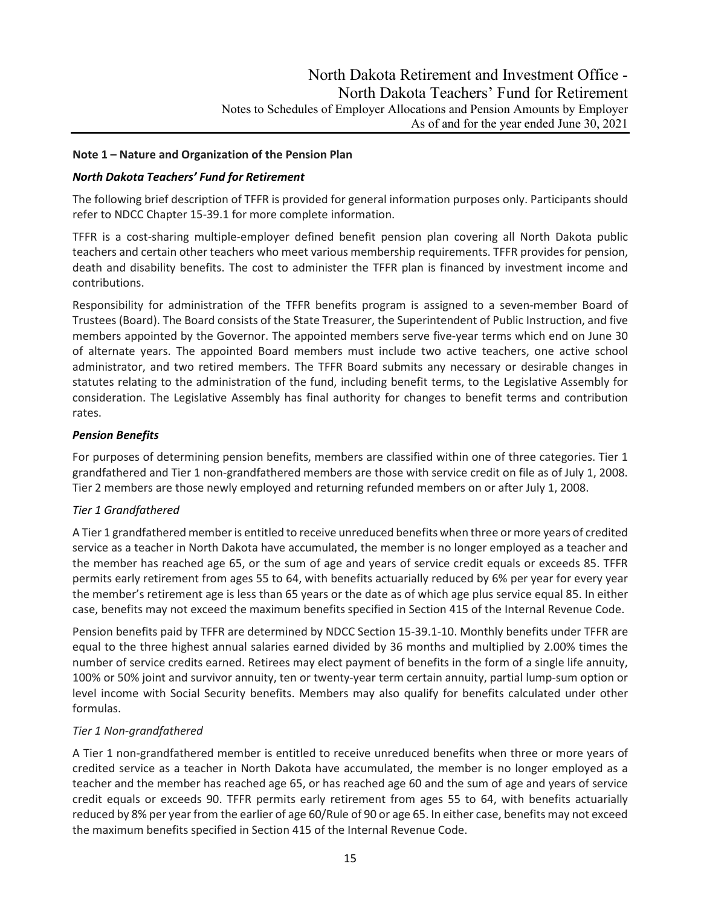**Note 1 – Nature and Organization of the Pension Plan**

***North Dakota Teachers' Fund for Retirement***

The following brief description of TFFR is provided for general information purposes only. Participants should refer to NDCC Chapter 15-39.1 for more complete information.

TFFR is a cost-sharing multiple-employer defined benefit pension plan covering all North Dakota public teachers and certain other teachers who meet various membership requirements. TFFR provides for pension, death and disability benefits. The cost to administer the TFFR plan is financed by investment income and contributions.

Responsibility for administration of the TFFR benefits program is assigned to a seven-member Board of Trustees (Board). The Board consists of the State Treasurer, the Superintendent of Public Instruction, and five members appointed by the Governor. The appointed members serve five-year terms which end on June 30 of alternate years. The appointed Board members must include two active teachers, one active school administrator, and two retired members. The TFFR Board submits any necessary or desirable changes in statutes relating to the administration of the fund, including benefit terms, to the Legislative Assembly for consideration. The Legislative Assembly has final authority for changes to benefit terms and contribution rates.

***Pension Benefits***

For purposes of determining pension benefits, members are classified within one of three categories. Tier 1 grandfathered and Tier 1 non-grandfathered members are those with service credit on file as of July 1, 2008. Tier 2 members are those newly employed and returning refunded members on or after July 1, 2008.

*Tier 1 Grandfathered*

A Tier 1 grandfathered member is entitled to receive unreduced benefits when three or more years of credited service as a teacher in North Dakota have accumulated, the member is no longer employed as a teacher and the member has reached age 65, or the sum of age and years of service credit equals or exceeds 85. TFFR permits early retirement from ages 55 to 64, with benefits actuarially reduced by 6% per year for every year the member's retirement age is less than 65 years or the date as of which age plus service equal 85. In either case, benefits may not exceed the maximum benefits specified in Section 415 of the Internal Revenue Code.

Pension benefits paid by TFFR are determined by NDCC Section 15-39.1-10. Monthly benefits under TFFR are equal to the three highest annual salaries earned divided by 36 months and multiplied by 2.00% times the number of service credits earned. Retirees may elect payment of benefits in the form of a single life annuity, 100% or 50% joint and survivor annuity, ten or twenty-year term certain annuity, partial lump-sum option or level income with Social Security benefits. Members may also qualify for benefits calculated under other formulas.

*Tier 1 Non-grandfathered*

A Tier 1 non-grandfathered member is entitled to receive unreduced benefits when three or more years of credited service as a teacher in North Dakota have accumulated, the member is no longer employed as a teacher and the member has reached age 65, or has reached age 60 and the sum of age and years of service credit equals or exceeds 90. TFFR permits early retirement from ages 55 to 64, with benefits actuarially reduced by 8% per year from the earlier of age 60/Rule of 90 or age 65. In either case, benefits may not exceed the maximum benefits specified in Section 415 of the Internal Revenue Code.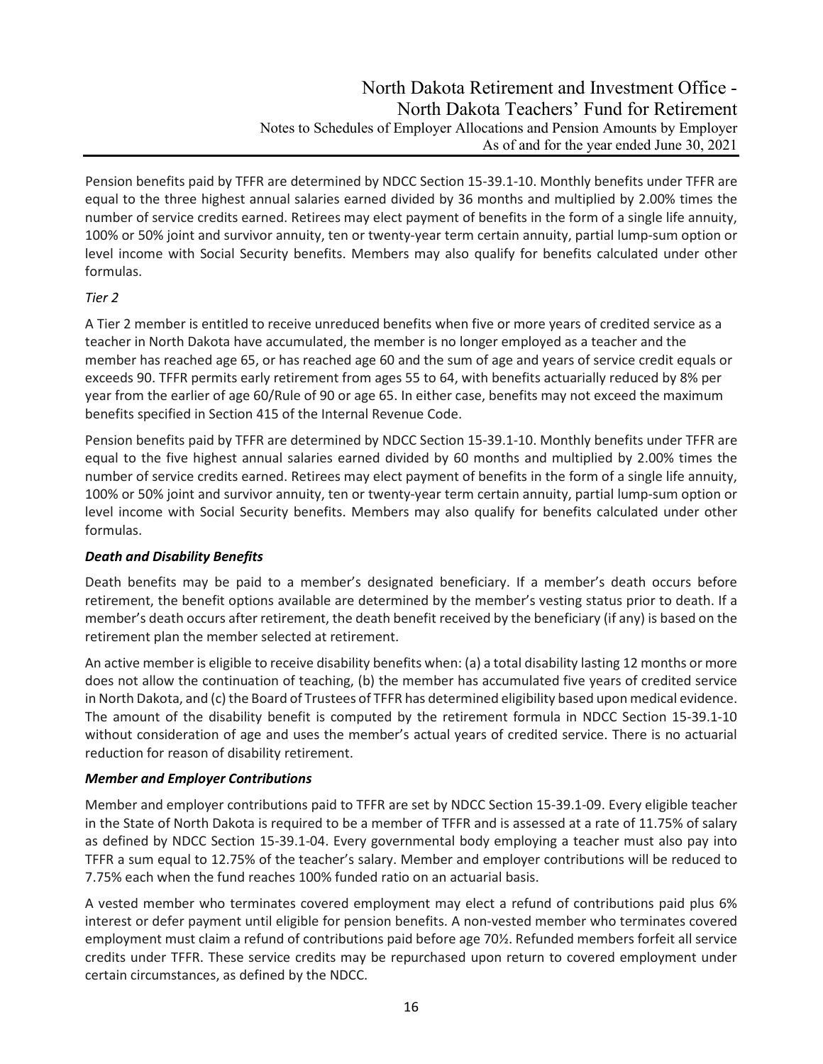Pension benefits paid by TFFR are determined by NDCC Section 15-39.1-10. Monthly benefits under TFFR are equal to the three highest annual salaries earned divided by 36 months and multiplied by 2.00% times the number of service credits earned. Retirees may elect payment of benefits in the form of a single life annuity, 100% or 50% joint and survivor annuity, ten or twenty-year term certain annuity, partial lump-sum option or level income with Social Security benefits. Members may also qualify for benefits calculated under other formulas.

*Tier 2*

A Tier 2 member is entitled to receive unreduced benefits when five or more years of credited service as a teacher in North Dakota have accumulated, the member is no longer employed as a teacher and the member has reached age 65, or has reached age 60 and the sum of age and years of service credit equals or exceeds 90. TFFR permits early retirement from ages 55 to 64, with benefits actuarially reduced by 8% per year from the earlier of age 60/Rule of 90 or age 65. In either case, benefits may not exceed the maximum benefits specified in Section 415 of the Internal Revenue Code.

Pension benefits paid by TFFR are determined by NDCC Section 15-39.1-10. Monthly benefits under TFFR are equal to the five highest annual salaries earned divided by 60 months and multiplied by 2.00% times the number of service credits earned. Retirees may elect payment of benefits in the form of a single life annuity, 100% or 50% joint and survivor annuity, ten or twenty-year term certain annuity, partial lump-sum option or level income with Social Security benefits. Members may also qualify for benefits calculated under other formulas.

***Death and Disability Benefits***

Death benefits may be paid to a member's designated beneficiary. If a member's death occurs before retirement, the benefit options available are determined by the member's vesting status prior to death. If a member's death occurs after retirement, the death benefit received by the beneficiary (if any) is based on the retirement plan the member selected at retirement.

An active member is eligible to receive disability benefits when: (a) a total disability lasting 12 months or more does not allow the continuation of teaching, (b) the member has accumulated five years of credited service in North Dakota, and (c) the Board of Trustees of TFFR has determined eligibility based upon medical evidence. The amount of the disability benefit is computed by the retirement formula in NDCC Section 15-39.1-10 without consideration of age and uses the member's actual years of credited service. There is no actuarial reduction for reason of disability retirement.

***Member and Employer Contributions***

Member and employer contributions paid to TFFR are set by NDCC Section 15-39.1-09. Every eligible teacher in the State of North Dakota is required to be a member of TFFR and is assessed at a rate of 11.75% of salary as defined by NDCC Section 15-39.1-04. Every governmental body employing a teacher must also pay into TFFR a sum equal to 12.75% of the teacher's salary. Member and employer contributions will be reduced to 7.75% each when the fund reaches 100% funded ratio on an actuarial basis.

A vested member who terminates covered employment may elect a refund of contributions paid plus 6% interest or defer payment until eligible for pension benefits. A non-vested member who terminates covered employment must claim a refund of contributions paid before age 70½. Refunded members forfeit all service credits under TFFR. These service credits may be repurchased upon return to covered employment under certain circumstances, as defined by the NDCC.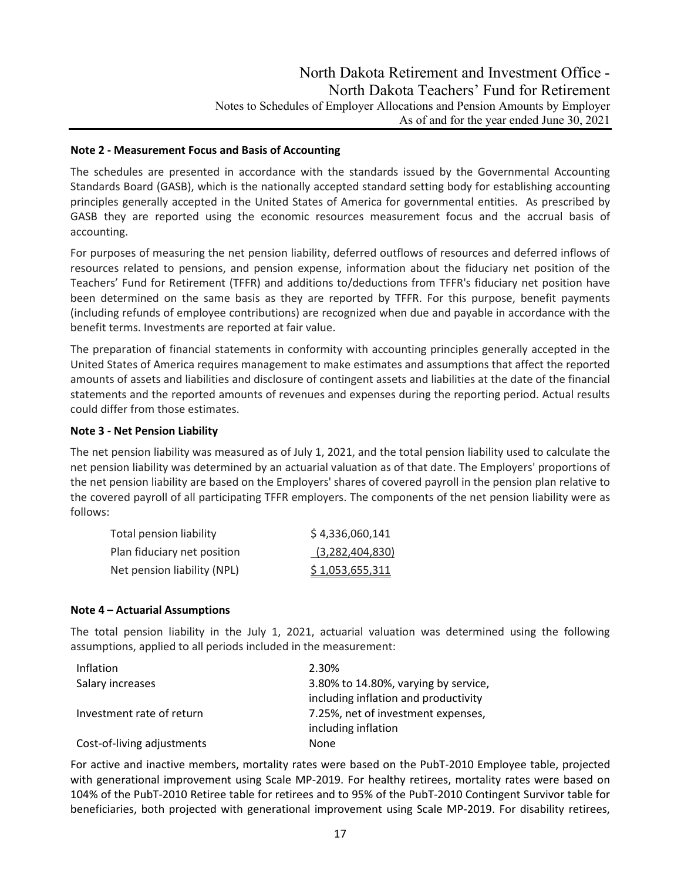### Note 2 - Measurement Focus and Basis of Accounting

The schedules are presented in accordance with the standards issued by the Governmental Accounting Standards Board (GASB), which is the nationally accepted standard setting body for establishing accounting principles generally accepted in the United States of America for governmental entities. As prescribed by GASB they are reported using the economic resources measurement focus and the accrual basis of accounting.

For purposes of measuring the net pension liability, deferred outflows of resources and deferred inflows of resources related to pensions, and pension expense, information about the fiduciary net position of the Teachers' Fund for Retirement (TFFR) and additions to/deductions from TFFR's fiduciary net position have been determined on the same basis as they are reported by TFFR. For this purpose, benefit payments (including refunds of employee contributions) are recognized when due and payable in accordance with the benefit terms. Investments are reported at fair value.

The preparation of financial statements in conformity with accounting principles generally accepted in the United States of America requires management to make estimates and assumptions that affect the reported amounts of assets and liabilities and disclosure of contingent assets and liabilities at the date of the financial statements and the reported amounts of revenues and expenses during the reporting period. Actual results could differ from those estimates.

### Note 3 - Net Pension Liability

The net pension liability was measured as of July 1, 2021, and the total pension liability used to calculate the net pension liability was determined by an actuarial valuation as of that date. The Employers' proportions of the net pension liability are based on the Employers' shares of covered payroll in the pension plan relative to the covered payroll of all participating TFFR employers. The components of the net pension liability were as follows:

| | |
|---|---|
| Total pension liability | $ 4,336,060,141 |
| Plan fiduciary net position | (3,282,404,830) |
| Net pension liability (NPL) | $ 1,053,655,311 |

### Note 4 – Actuarial Assumptions

The total pension liability in the July 1, 2021, actuarial valuation was determined using the following assumptions, applied to all periods included in the measurement:

| | |
|---|---|
| Inflation | 2.30% |
| Salary increases | 3.80% to 14.80%, varying by service, including inflation and productivity |
| Investment rate of return | 7.25%, net of investment expenses, including inflation |
| Cost-of-living adjustments | None |

For active and inactive members, mortality rates were based on the PubT-2010 Employee table, projected with generational improvement using Scale MP-2019. For healthy retirees, mortality rates were based on 104% of the PubT-2010 Retiree table for retirees and to 95% of the PubT-2010 Contingent Survivor table for beneficiaries, both projected with generational improvement using Scale MP-2019. For disability retirees,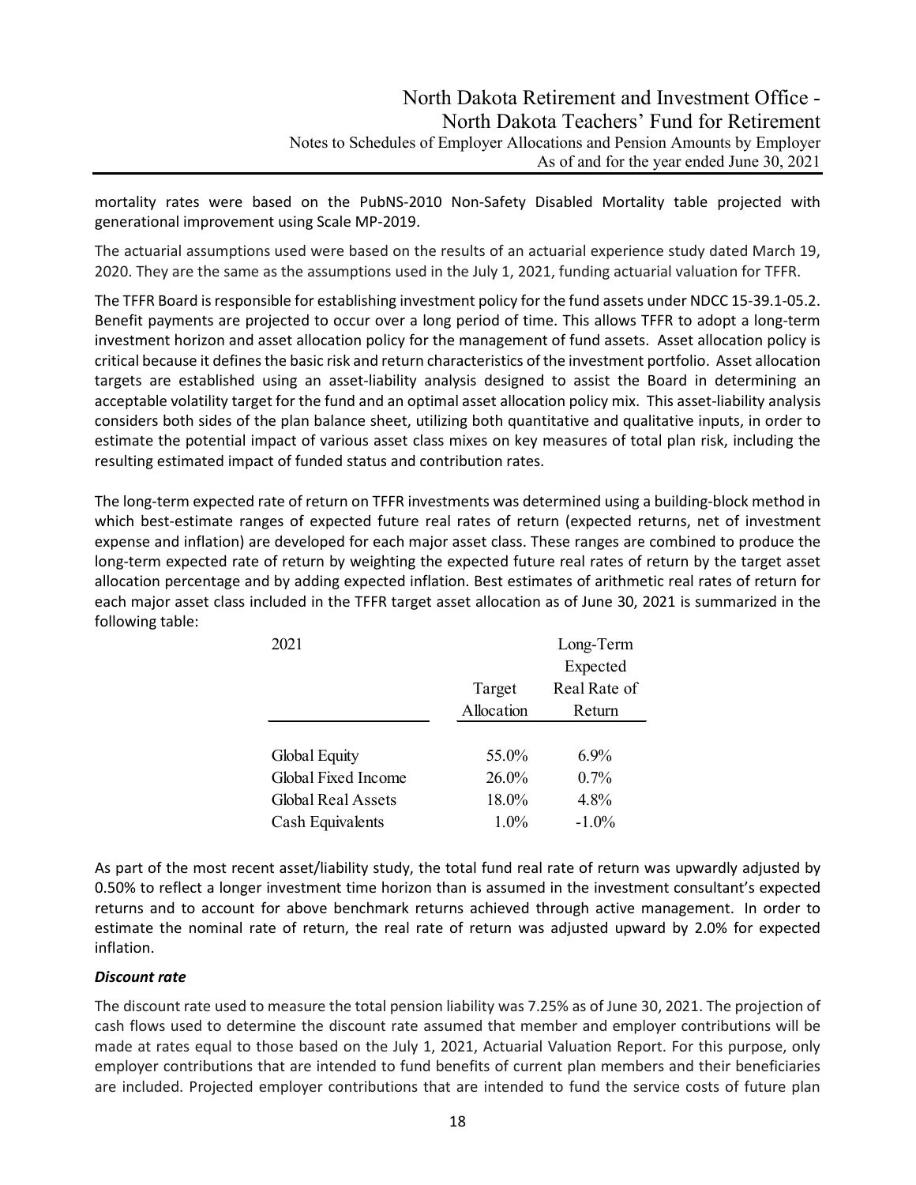mortality rates were based on the PubNS-2010 Non-Safety Disabled Mortality table projected with generational improvement using Scale MP-2019.

The actuarial assumptions used were based on the results of an actuarial experience study dated March 19, 2020. They are the same as the assumptions used in the July 1, 2021, funding actuarial valuation for TFFR.

The TFFR Board is responsible for establishing investment policy for the fund assets under NDCC 15-39.1-05.2. Benefit payments are projected to occur over a long period of time. This allows TFFR to adopt a long-term investment horizon and asset allocation policy for the management of fund assets. Asset allocation policy is critical because it defines the basic risk and return characteristics of the investment portfolio. Asset allocation targets are established using an asset-liability analysis designed to assist the Board in determining an acceptable volatility target for the fund and an optimal asset allocation policy mix. This asset-liability analysis considers both sides of the plan balance sheet, utilizing both quantitative and qualitative inputs, in order to estimate the potential impact of various asset class mixes on key measures of total plan risk, including the resulting estimated impact of funded status and contribution rates.

The long-term expected rate of return on TFFR investments was determined using a building-block method in which best-estimate ranges of expected future real rates of return (expected returns, net of investment expense and inflation) are developed for each major asset class. These ranges are combined to produce the long-term expected rate of return by weighting the expected future real rates of return by the target asset allocation percentage and by adding expected inflation. Best estimates of arithmetic real rates of return for each major asset class included in the TFFR target asset allocation as of June 30, 2021 is summarized in the following table:

| 2021 | Target Allocation | Long-Term Expected Real Rate of Return |
|---|---|---|
| Global Equity | 55.0% | 6.9% |
| Global Fixed Income | 26.0% | 0.7% |
| Global Real Assets | 18.0% | 4.8% |
| Cash Equivalents | 1.0% | -1.0% |

As part of the most recent asset/liability study, the total fund real rate of return was upwardly adjusted by 0.50% to reflect a longer investment time horizon than is assumed in the investment consultant's expected returns and to account for above benchmark returns achieved through active management. In order to estimate the nominal rate of return, the real rate of return was adjusted upward by 2.0% for expected inflation.

***Discount rate***

The discount rate used to measure the total pension liability was 7.25% as of June 30, 2021. The projection of cash flows used to determine the discount rate assumed that member and employer contributions will be made at rates equal to those based on the July 1, 2021, Actuarial Valuation Report. For this purpose, only employer contributions that are intended to fund benefits of current plan members and their beneficiaries are included. Projected employer contributions that are intended to fund the service costs of future plan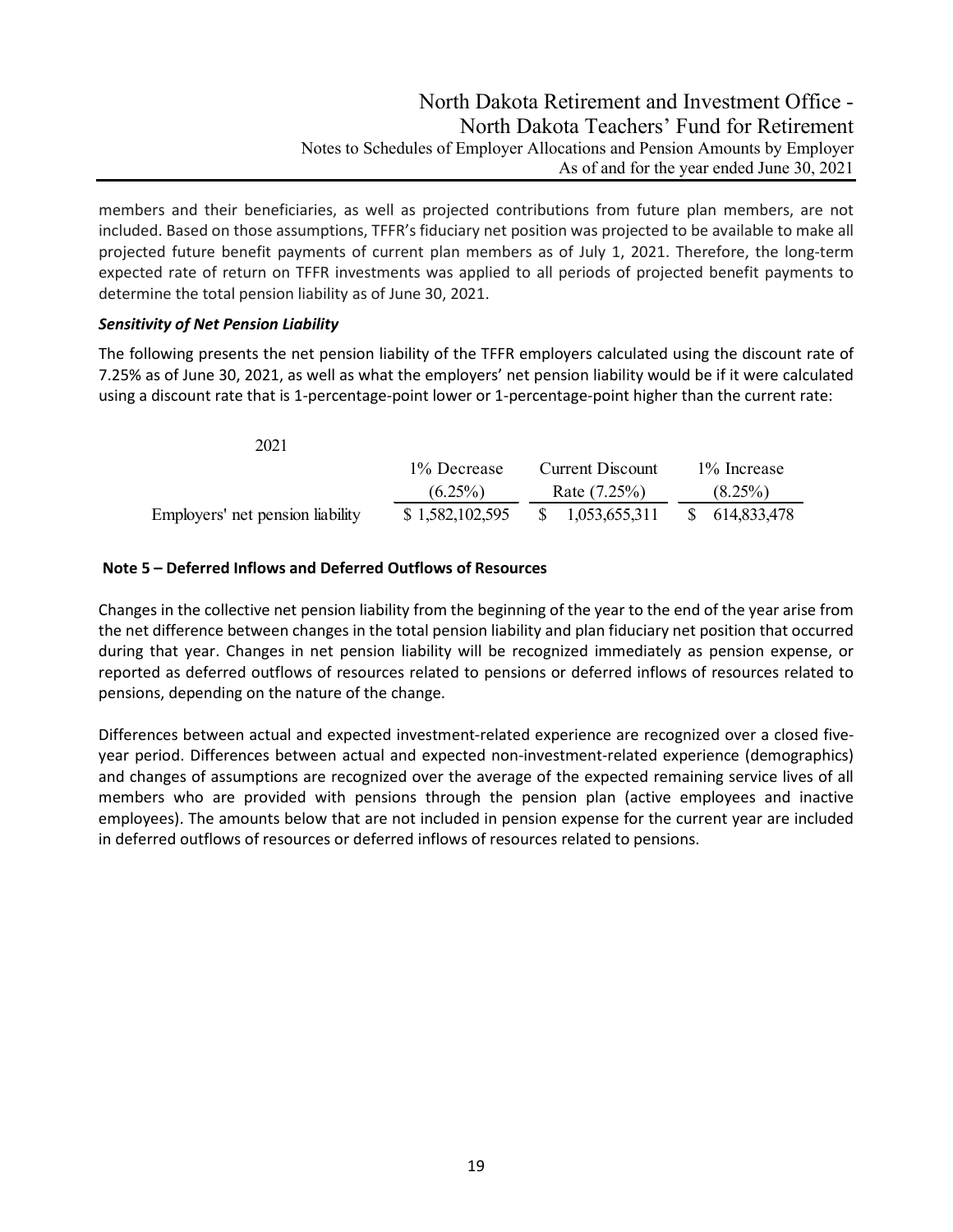members and their beneficiaries, as well as projected contributions from future plan members, are not included. Based on those assumptions, TFFR's fiduciary net position was projected to be available to make all projected future benefit payments of current plan members as of July 1, 2021. Therefore, the long-term expected rate of return on TFFR investments was applied to all periods of projected benefit payments to determine the total pension liability as of June 30, 2021.

### ***Sensitivity of Net Pension Liability***

The following presents the net pension liability of the TFFR employers calculated using the discount rate of 7.25% as of June 30, 2021, as well as what the employers' net pension liability would be if it were calculated using a discount rate that is 1-percentage-point lower or 1-percentage-point higher than the current rate:

| 2021 | 1% Decrease (6.25%) | Current Discount Rate (7.25%) | 1% Increase (8.25%) |
|---|---|---|---|
| Employers' net pension liability | $ 1,582,102,595 | $ 1,053,655,311 | $ 614,833,478 |

### **Note 5 – Deferred Inflows and Deferred Outflows of Resources**

Changes in the collective net pension liability from the beginning of the year to the end of the year arise from the net difference between changes in the total pension liability and plan fiduciary net position that occurred during that year. Changes in net pension liability will be recognized immediately as pension expense, or reported as deferred outflows of resources related to pensions or deferred inflows of resources related to pensions, depending on the nature of the change.

Differences between actual and expected investment-related experience are recognized over a closed five-year period. Differences between actual and expected non-investment-related experience (demographics) and changes of assumptions are recognized over the average of the expected remaining service lives of all members who are provided with pensions through the pension plan (active employees and inactive employees). The amounts below that are not included in pension expense for the current year are included in deferred outflows of resources or deferred inflows of resources related to pensions.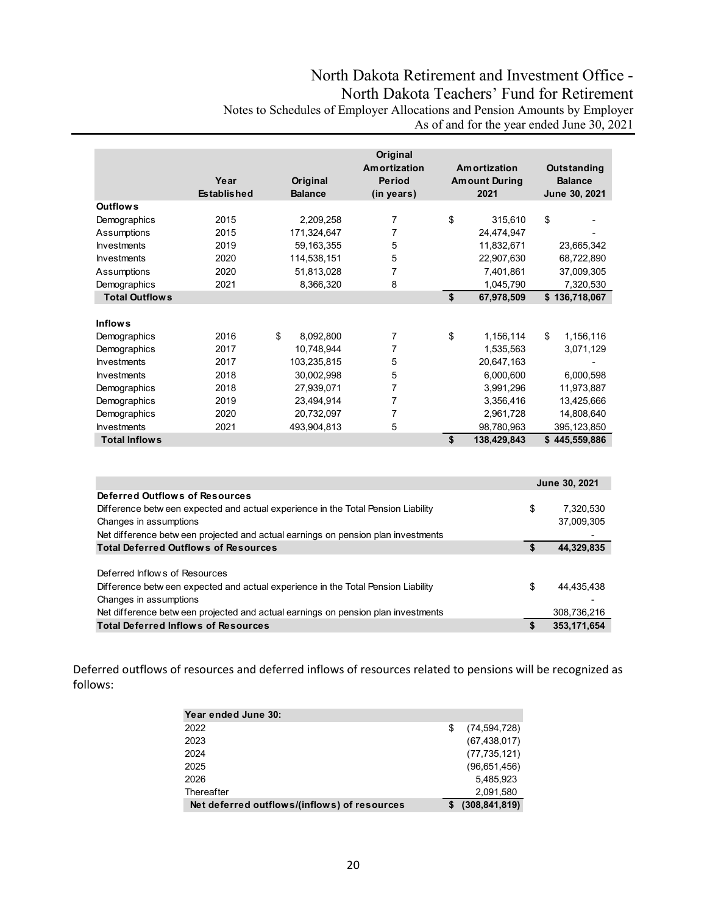# North Dakota Retirement and Investment Office - North Dakota Teachers' Fund for Retirement

Notes to Schedules of Employer Allocations and Pension Amounts by Employer
As of and for the year ended June 30, 2021

| | Year Established | Original Balance | Original Amortization Period (in years) | Amortization Amount During 2021 | Outstanding Balance June 30, 2021 |
|---|---|---|---|---|---|
| **Outflows** | | | | | |
| Demographics | 2015 | 2,209,258 | 7 | $ 315,610 | $ - |
| Assumptions | 2015 | 171,324,647 | 7 | 24,474,947 | - |
| Investments | 2019 | 59,163,355 | 5 | 11,832,671 | 23,665,342 |
| Investments | 2020 | 114,538,151 | 5 | 22,907,630 | 68,722,890 |
| Assumptions | 2020 | 51,813,028 | 7 | 7,401,861 | 37,009,305 |
| Demographics | 2021 | 8,366,320 | 8 | 1,045,790 | 7,320,530 |
| **Total Outflows** | | | | **$ 67,978,509** | **$ 136,718,067** |
| **Inflows** | | | | | |
| Demographics | 2016 | $ 8,092,800 | 7 | $ 1,156,114 | $ 1,156,116 |
| Demographics | 2017 | 10,748,944 | 7 | 1,535,563 | 3,071,129 |
| Investments | 2017 | 103,235,815 | 5 | 20,647,163 | - |
| Investments | 2018 | 30,002,998 | 5 | 6,000,600 | 6,000,598 |
| Demographics | 2018 | 27,939,071 | 7 | 3,991,296 | 11,973,887 |
| Demographics | 2019 | 23,494,914 | 7 | 3,356,416 | 13,425,666 |
| Demographics | 2020 | 20,732,097 | 7 | 2,961,728 | 14,808,640 |
| Investments | 2021 | 493,904,813 | 5 | 98,780,963 | 395,123,850 |
| **Total Inflows** | | | | **$ 138,429,843** | **$ 445,559,886** |

| | June 30, 2021 |
|---|---|
| **Deferred Outflows of Resources** | |
| Difference between expected and actual experience in the Total Pension Liability | $ 7,320,530 |
| Changes in assumptions | 37,009,305 |
| Net difference between projected and actual earnings on pension plan investments | - |
| **Total Deferred Outflows of Resources** | **$ 44,329,835** |
| Deferred Inflows of Resources | |
| Difference between expected and actual experience in the Total Pension Liability | $ 44,435,438 |
| Changes in assumptions | - |
| Net difference between projected and actual earnings on pension plan investments | 308,736,216 |
| **Total Deferred Inflows of Resources** | **$ 353,171,654** |

Deferred outflows of resources and deferred inflows of resources related to pensions will be recognized as follows:

| Year ended June 30: | |
|---|---|
| 2022 | $ (74,594,728) |
| 2023 | (67,438,017) |
| 2024 | (77,735,121) |
| 2025 | (96,651,456) |
| 2026 | 5,485,923 |
| Thereafter | 2,091,580 |
| **Net deferred outflows/(inflows) of resources** | **$ (308,841,819)** |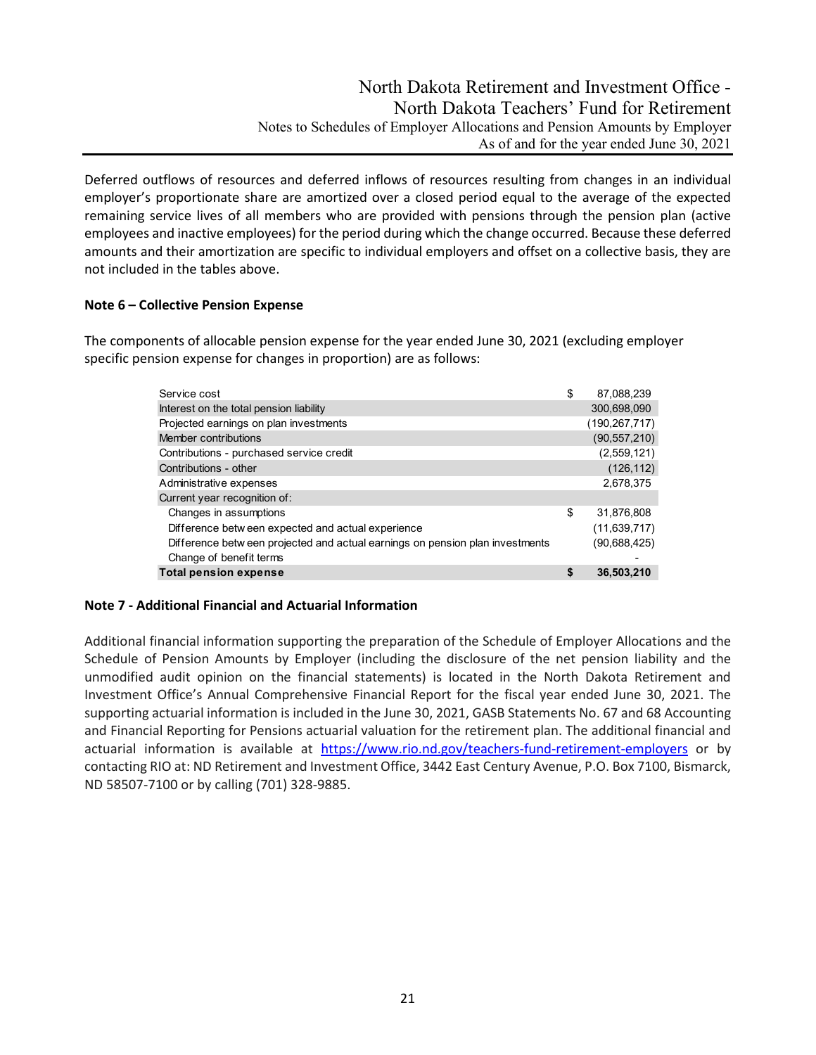Deferred outflows of resources and deferred inflows of resources resulting from changes in an individual employer's proportionate share are amortized over a closed period equal to the average of the expected remaining service lives of all members who are provided with pensions through the pension plan (active employees and inactive employees) for the period during which the change occurred. Because these deferred amounts and their amortization are specific to individual employers and offset on a collective basis, they are not included in the tables above.

**Note 6 – Collective Pension Expense**

The components of allocable pension expense for the year ended June 30, 2021 (excluding employer specific pension expense for changes in proportion) are as follows:

| | | |
|---|---|---|
| Service cost | $ | 87,088,239 |
| Interest on the total pension liability | | 300,698,090 |
| Projected earnings on plan investments | | (190,267,717) |
| Member contributions | | (90,557,210) |
| Contributions - purchased service credit | | (2,559,121) |
| Contributions - other | | (126,112) |
| Administrative expenses | | 2,678,375 |
| Current year recognition of: | | |
| Changes in assumptions | $ | 31,876,808 |
| Difference between expected and actual experience | | (11,639,717) |
| Difference between projected and actual earnings on pension plan investments | | (90,688,425) |
| Change of benefit terms | | - |
| **Total pension expense** | **$** | **36,503,210** |

**Note 7 - Additional Financial and Actuarial Information**

Additional financial information supporting the preparation of the Schedule of Employer Allocations and the Schedule of Pension Amounts by Employer (including the disclosure of the net pension liability and the unmodified audit opinion on the financial statements) is located in the North Dakota Retirement and Investment Office's Annual Comprehensive Financial Report for the fiscal year ended June 30, 2021. The supporting actuarial information is included in the June 30, 2021, GASB Statements No. 67 and 68 Accounting and Financial Reporting for Pensions actuarial valuation for the retirement plan. The additional financial and actuarial information is available at https://www.rio.nd.gov/teachers-fund-retirement-employers or by contacting RIO at: ND Retirement and Investment Office, 3442 East Century Avenue, P.O. Box 7100, Bismarck, ND 58507-7100 or by calling (701) 328-9885.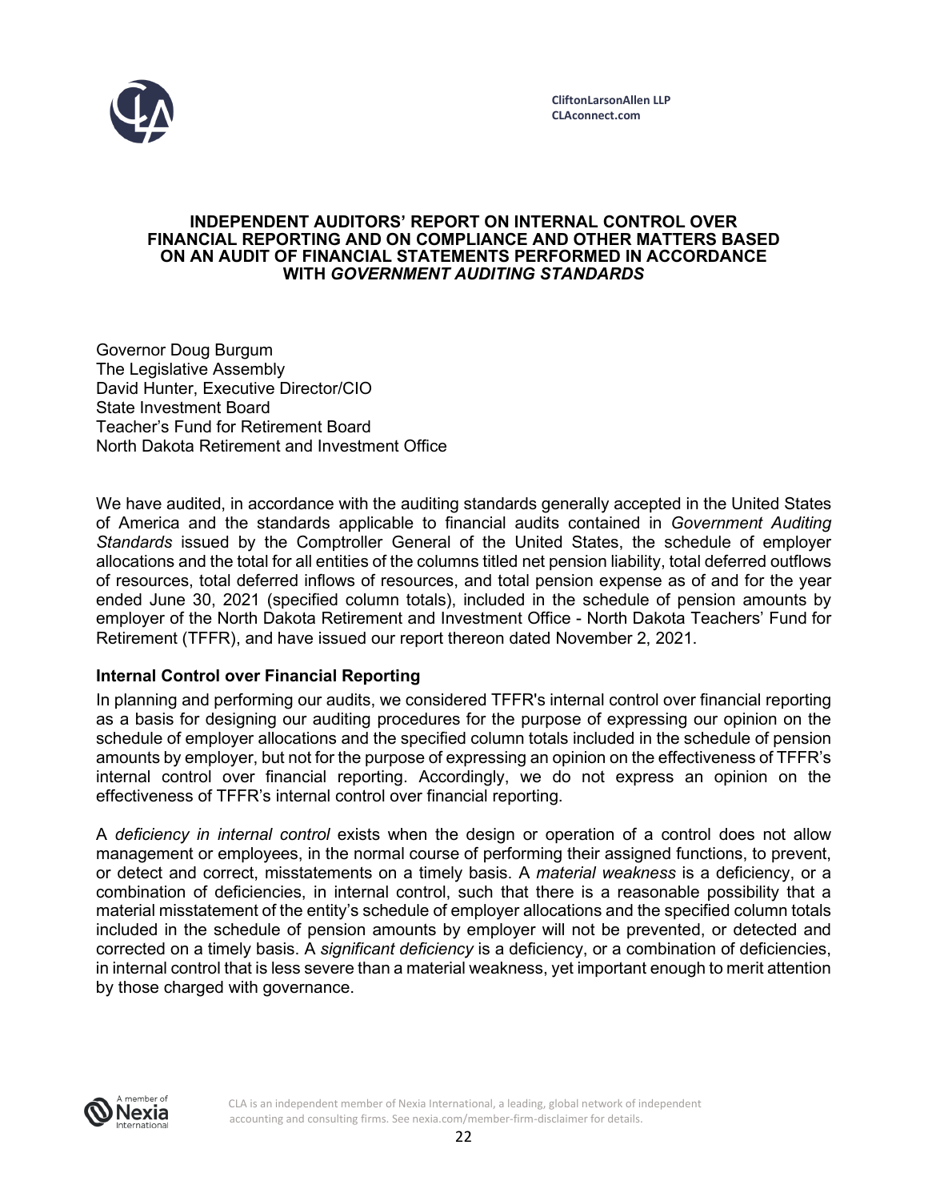CliftonLarsonAllen LLP
CLAconnect.com

## INDEPENDENT AUDITORS' REPORT ON INTERNAL CONTROL OVER FINANCIAL REPORTING AND ON COMPLIANCE AND OTHER MATTERS BASED ON AN AUDIT OF FINANCIAL STATEMENTS PERFORMED IN ACCORDANCE WITH *GOVERNMENT AUDITING STANDARDS*

Governor Doug Burgum
The Legislative Assembly
David Hunter, Executive Director/CIO
State Investment Board
Teacher's Fund for Retirement Board
North Dakota Retirement and Investment Office

We have audited, in accordance with the auditing standards generally accepted in the United States of America and the standards applicable to financial audits contained in *Government Auditing Standards* issued by the Comptroller General of the United States, the schedule of employer allocations and the total for all entities of the columns titled net pension liability, total deferred outflows of resources, total deferred inflows of resources, and total pension expense as of and for the year ended June 30, 2021 (specified column totals), included in the schedule of pension amounts by employer of the North Dakota Retirement and Investment Office - North Dakota Teachers' Fund for Retirement (TFFR), and have issued our report thereon dated November 2, 2021.

### Internal Control over Financial Reporting

In planning and performing our audits, we considered TFFR's internal control over financial reporting as a basis for designing our auditing procedures for the purpose of expressing our opinion on the schedule of employer allocations and the specified column totals included in the schedule of pension amounts by employer, but not for the purpose of expressing an opinion on the effectiveness of TFFR's internal control over financial reporting. Accordingly, we do not express an opinion on the effectiveness of TFFR's internal control over financial reporting.

A *deficiency in internal control* exists when the design or operation of a control does not allow management or employees, in the normal course of performing their assigned functions, to prevent, or detect and correct, misstatements on a timely basis. A *material weakness* is a deficiency, or a combination of deficiencies, in internal control, such that there is a reasonable possibility that a material misstatement of the entity's schedule of employer allocations and the specified column totals included in the schedule of pension amounts by employer will not be prevented, or detected and corrected on a timely basis. A *significant deficiency* is a deficiency, or a combination of deficiencies, in internal control that is less severe than a material weakness, yet important enough to merit attention by those charged with governance.

A member of Nexia International

CLA is an independent member of Nexia International, a leading, global network of independent accounting and consulting firms. See nexia.com/member-firm-disclaimer for details.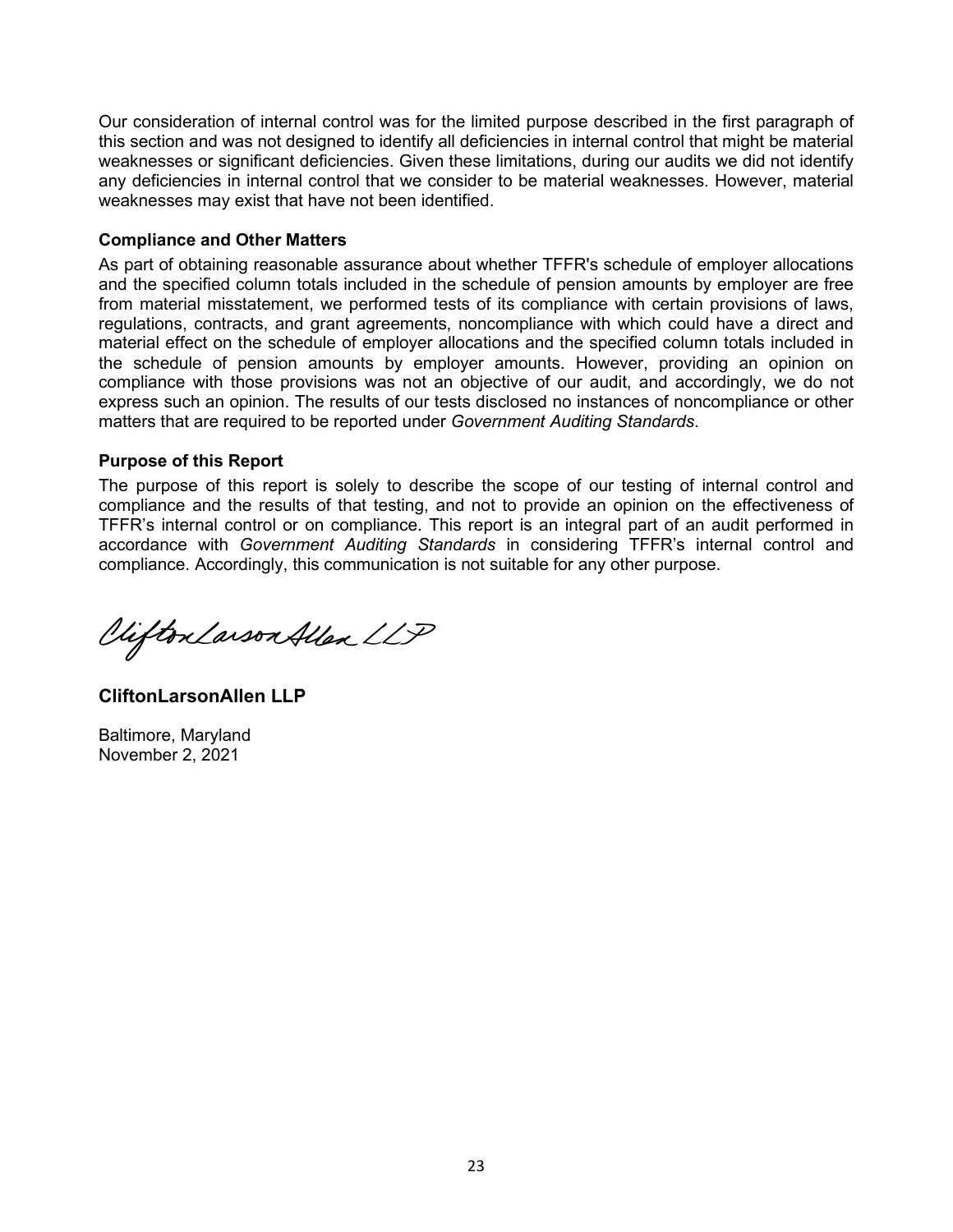Our consideration of internal control was for the limited purpose described in the first paragraph of this section and was not designed to identify all deficiencies in internal control that might be material weaknesses or significant deficiencies. Given these limitations, during our audits we did not identify any deficiencies in internal control that we consider to be material weaknesses. However, material weaknesses may exist that have not been identified.

**Compliance and Other Matters**

As part of obtaining reasonable assurance about whether TFFR's schedule of employer allocations and the specified column totals included in the schedule of pension amounts by employer are free from material misstatement, we performed tests of its compliance with certain provisions of laws, regulations, contracts, and grant agreements, noncompliance with which could have a direct and material effect on the schedule of employer allocations and the specified column totals included in the schedule of pension amounts by employer amounts. However, providing an opinion on compliance with those provisions was not an objective of our audit, and accordingly, we do not express such an opinion. The results of our tests disclosed no instances of noncompliance or other matters that are required to be reported under *Government Auditing Standards*.

**Purpose of this Report**

The purpose of this report is solely to describe the scope of our testing of internal control and compliance and the results of that testing, and not to provide an opinion on the effectiveness of TFFR's internal control or on compliance. This report is an integral part of an audit performed in accordance with *Government Auditing Standards* in considering TFFR's internal control and compliance. Accordingly, this communication is not suitable for any other purpose.

CliftonLarsonAllen LLP

**CliftonLarsonAllen LLP**

Baltimore, Maryland
November 2, 2021